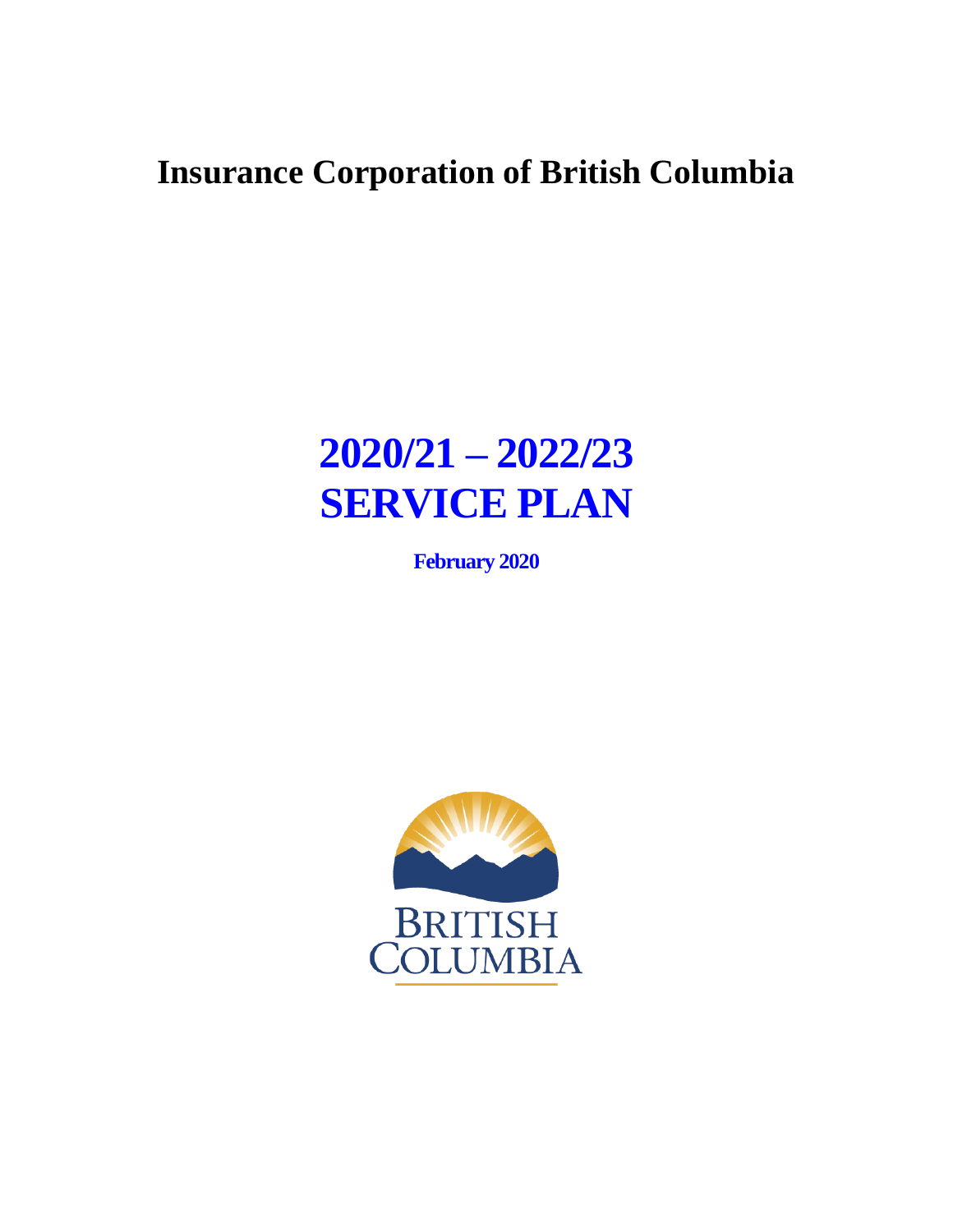# Insurance Corporation of British Columbia

# 2020/21 – 2022/23
# SERVICE PLAN

**February 2020**

BRITISH COLUMBIA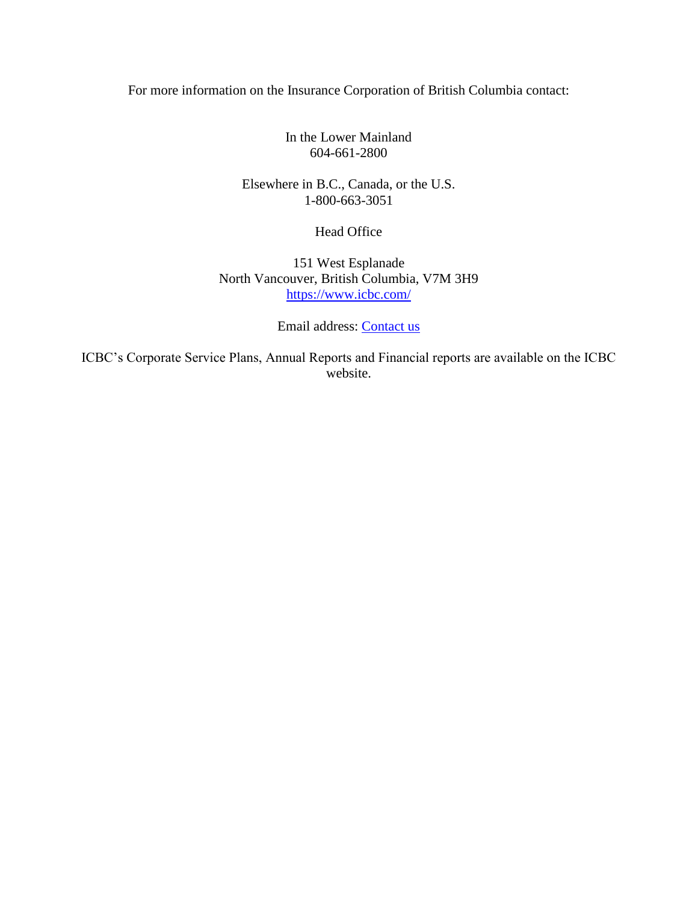For more information on the Insurance Corporation of British Columbia contact:

In the Lower Mainland
604-661-2800

Elsewhere in B.C., Canada, or the U.S.
1-800-663-3051

Head Office

151 West Esplanade
North Vancouver, British Columbia, V7M 3H9
[https://www.icbc.com/](https://www.icbc.com/)

Email address: Contact us

ICBC's Corporate Service Plans, Annual Reports and Financial reports are available on the ICBC website.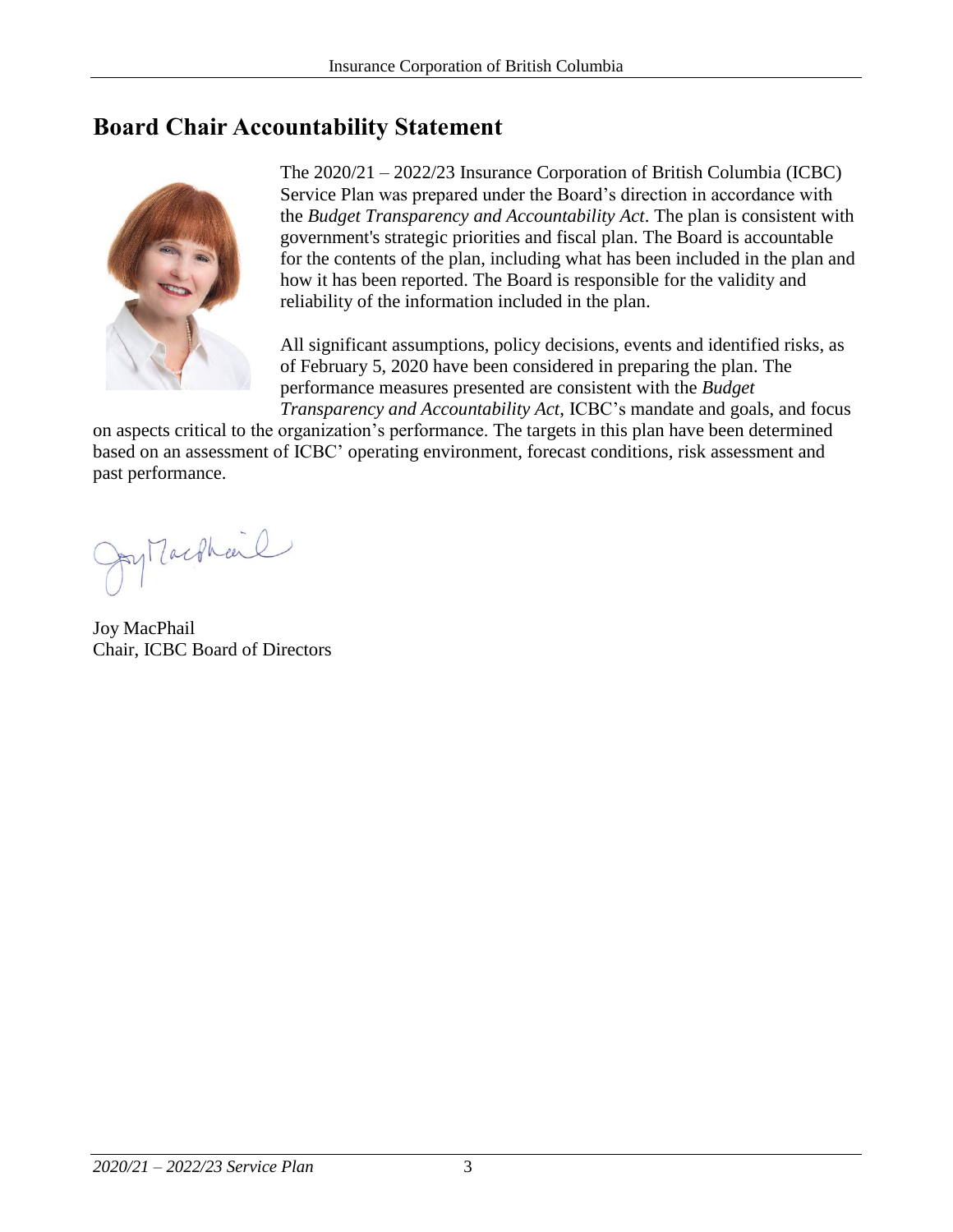## Board Chair Accountability Statement

The 2020/21 – 2022/23 Insurance Corporation of British Columbia (ICBC) Service Plan was prepared under the Board's direction in accordance with the *Budget Transparency and Accountability Act*. The plan is consistent with government's strategic priorities and fiscal plan. The Board is accountable for the contents of the plan, including what has been included in the plan and how it has been reported. The Board is responsible for the validity and reliability of the information included in the plan.

All significant assumptions, policy decisions, events and identified risks, as of February 5, 2020 have been considered in preparing the plan. The performance measures presented are consistent with the *Budget Transparency and Accountability Act*, ICBC's mandate and goals, and focus on aspects critical to the organization's performance. The targets in this plan have been determined based on an assessment of ICBC' operating environment, forecast conditions, risk assessment and past performance.

Joy MacPhail
Chair, ICBC Board of Directors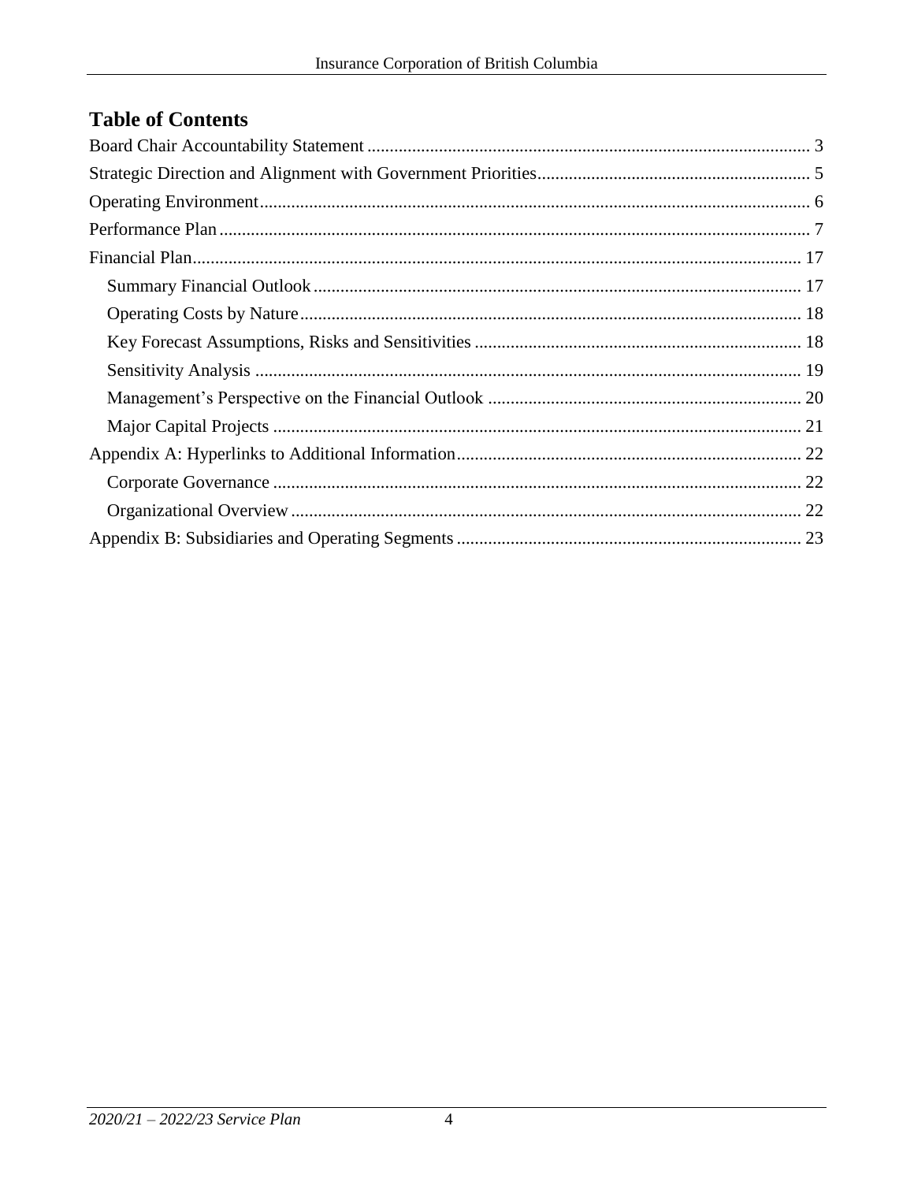## Table of Contents

Board Chair Accountability Statement ... 3

Strategic Direction and Alignment with Government Priorities ... 5

Operating Environment ... 6

Performance Plan ... 7

Financial Plan ... 17

- Summary Financial Outlook ... 17
- Operating Costs by Nature ... 18
- Key Forecast Assumptions, Risks and Sensitivities ... 18
- Sensitivity Analysis ... 19
- Management's Perspective on the Financial Outlook ... 20
- Major Capital Projects ... 21

Appendix A: Hyperlinks to Additional Information ... 22

- Corporate Governance ... 22
- Organizational Overview ... 22

Appendix B: Subsidiaries and Operating Segments ... 23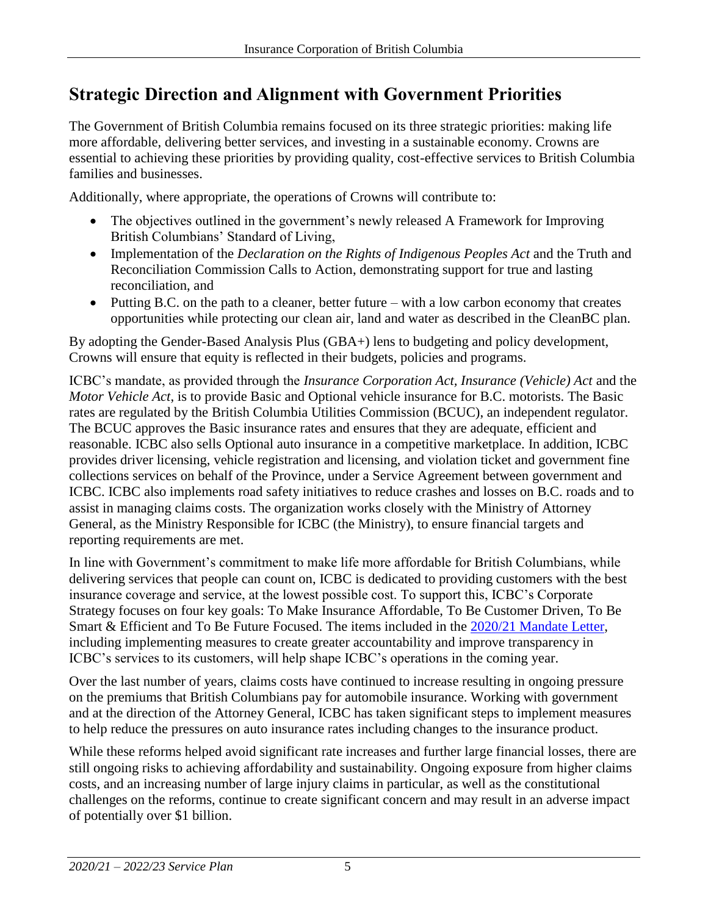## Strategic Direction and Alignment with Government Priorities

The Government of British Columbia remains focused on its three strategic priorities: making life more affordable, delivering better services, and investing in a sustainable economy. Crowns are essential to achieving these priorities by providing quality, cost-effective services to British Columbia families and businesses.

Additionally, where appropriate, the operations of Crowns will contribute to:

- The objectives outlined in the government's newly released A Framework for Improving British Columbians' Standard of Living,
- Implementation of the *Declaration on the Rights of Indigenous Peoples Act* and the Truth and Reconciliation Commission Calls to Action, demonstrating support for true and lasting reconciliation, and
- Putting B.C. on the path to a cleaner, better future – with a low carbon economy that creates opportunities while protecting our clean air, land and water as described in the CleanBC plan.

By adopting the Gender-Based Analysis Plus (GBA+) lens to budgeting and policy development, Crowns will ensure that equity is reflected in their budgets, policies and programs.

ICBC's mandate, as provided through the *Insurance Corporation Act, Insurance (Vehicle) Act* and the *Motor Vehicle Act*, is to provide Basic and Optional vehicle insurance for B.C. motorists. The Basic rates are regulated by the British Columbia Utilities Commission (BCUC), an independent regulator. The BCUC approves the Basic insurance rates and ensures that they are adequate, efficient and reasonable. ICBC also sells Optional auto insurance in a competitive marketplace. In addition, ICBC provides driver licensing, vehicle registration and licensing, and violation ticket and government fine collections services on behalf of the Province, under a Service Agreement between government and ICBC. ICBC also implements road safety initiatives to reduce crashes and losses on B.C. roads and to assist in managing claims costs. The organization works closely with the Ministry of Attorney General, as the Ministry Responsible for ICBC (the Ministry), to ensure financial targets and reporting requirements are met.

In line with Government's commitment to make life more affordable for British Columbians, while delivering services that people can count on, ICBC is dedicated to providing customers with the best insurance coverage and service, at the lowest possible cost. To support this, ICBC's Corporate Strategy focuses on four key goals: To Make Insurance Affordable, To Be Customer Driven, To Be Smart & Efficient and To Be Future Focused. The items included in the 2020/21 Mandate Letter, including implementing measures to create greater accountability and improve transparency in ICBC's services to its customers, will help shape ICBC's operations in the coming year.

Over the last number of years, claims costs have continued to increase resulting in ongoing pressure on the premiums that British Columbians pay for automobile insurance. Working with government and at the direction of the Attorney General, ICBC has taken significant steps to implement measures to help reduce the pressures on auto insurance rates including changes to the insurance product.

While these reforms helped avoid significant rate increases and further large financial losses, there are still ongoing risks to achieving affordability and sustainability. Ongoing exposure from higher claims costs, and an increasing number of large injury claims in particular, as well as the constitutional challenges on the reforms, continue to create significant concern and may result in an adverse impact of potentially over $1 billion.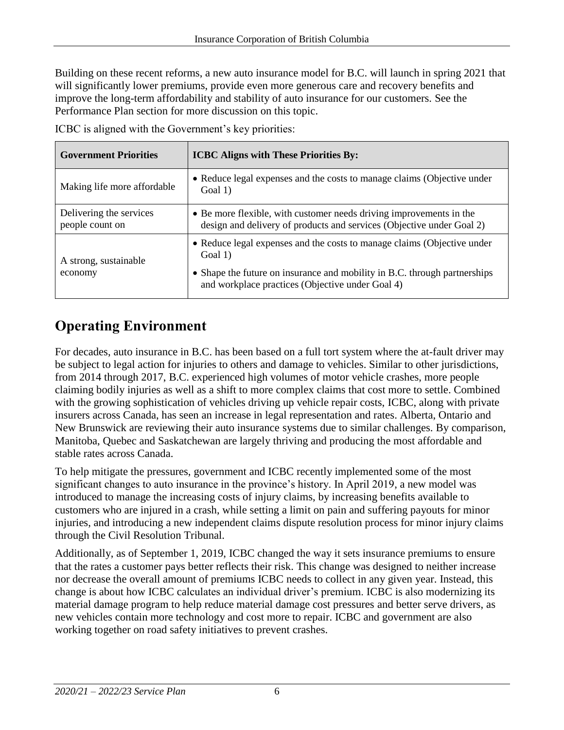Building on these recent reforms, a new auto insurance model for B.C. will launch in spring 2021 that will significantly lower premiums, provide even more generous care and recovery benefits and improve the long-term affordability and stability of auto insurance for our customers. See the Performance Plan section for more discussion on this topic.

ICBC is aligned with the Government's key priorities:

| Government Priorities | ICBC Aligns with These Priorities By: |
|---|---|
| Making life more affordable | • Reduce legal expenses and the costs to manage claims (Objective under Goal 1) |
| Delivering the services people count on | • Be more flexible, with customer needs driving improvements in the design and delivery of products and services (Objective under Goal 2) |
| A strong, sustainable economy | • Reduce legal expenses and the costs to manage claims (Objective under Goal 1)<br>• Shape the future on insurance and mobility in B.C. through partnerships and workplace practices (Objective under Goal 4) |

# Operating Environment

For decades, auto insurance in B.C. has been based on a full tort system where the at-fault driver may be subject to legal action for injuries to others and damage to vehicles. Similar to other jurisdictions, from 2014 through 2017, B.C. experienced high volumes of motor vehicle crashes, more people claiming bodily injuries as well as a shift to more complex claims that cost more to settle. Combined with the growing sophistication of vehicles driving up vehicle repair costs, ICBC, along with private insurers across Canada, has seen an increase in legal representation and rates. Alberta, Ontario and New Brunswick are reviewing their auto insurance systems due to similar challenges. By comparison, Manitoba, Quebec and Saskatchewan are largely thriving and producing the most affordable and stable rates across Canada.

To help mitigate the pressures, government and ICBC recently implemented some of the most significant changes to auto insurance in the province's history. In April 2019, a new model was introduced to manage the increasing costs of injury claims, by increasing benefits available to customers who are injured in a crash, while setting a limit on pain and suffering payouts for minor injuries, and introducing a new independent claims dispute resolution process for minor injury claims through the Civil Resolution Tribunal.

Additionally, as of September 1, 2019, ICBC changed the way it sets insurance premiums to ensure that the rates a customer pays better reflects their risk. This change was designed to neither increase nor decrease the overall amount of premiums ICBC needs to collect in any given year. Instead, this change is about how ICBC calculates an individual driver's premium. ICBC is also modernizing its material damage program to help reduce material damage cost pressures and better serve drivers, as new vehicles contain more technology and cost more to repair. ICBC and government are also working together on road safety initiatives to prevent crashes.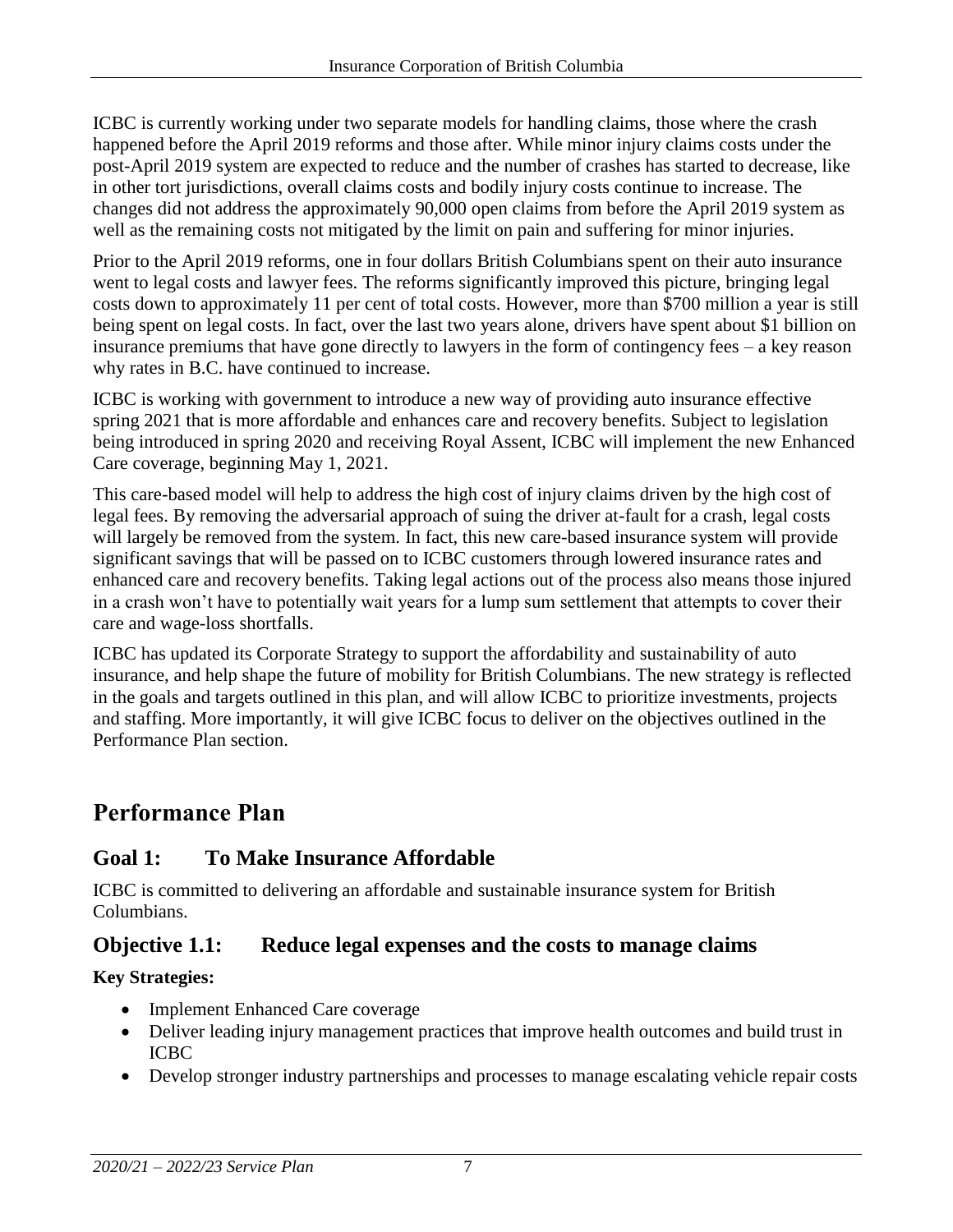ICBC is currently working under two separate models for handling claims, those where the crash happened before the April 2019 reforms and those after. While minor injury claims costs under the post-April 2019 system are expected to reduce and the number of crashes has started to decrease, like in other tort jurisdictions, overall claims costs and bodily injury costs continue to increase. The changes did not address the approximately 90,000 open claims from before the April 2019 system as well as the remaining costs not mitigated by the limit on pain and suffering for minor injuries.

Prior to the April 2019 reforms, one in four dollars British Columbians spent on their auto insurance went to legal costs and lawyer fees. The reforms significantly improved this picture, bringing legal costs down to approximately 11 per cent of total costs. However, more than $700 million a year is still being spent on legal costs. In fact, over the last two years alone, drivers have spent about $1 billion on insurance premiums that have gone directly to lawyers in the form of contingency fees – a key reason why rates in B.C. have continued to increase.

ICBC is working with government to introduce a new way of providing auto insurance effective spring 2021 that is more affordable and enhances care and recovery benefits. Subject to legislation being introduced in spring 2020 and receiving Royal Assent, ICBC will implement the new Enhanced Care coverage, beginning May 1, 2021.

This care-based model will help to address the high cost of injury claims driven by the high cost of legal fees. By removing the adversarial approach of suing the driver at-fault for a crash, legal costs will largely be removed from the system. In fact, this new care-based insurance system will provide significant savings that will be passed on to ICBC customers through lowered insurance rates and enhanced care and recovery benefits. Taking legal actions out of the process also means those injured in a crash won't have to potentially wait years for a lump sum settlement that attempts to cover their care and wage-loss shortfalls.

ICBC has updated its Corporate Strategy to support the affordability and sustainability of auto insurance, and help shape the future of mobility for British Columbians. The new strategy is reflected in the goals and targets outlined in this plan, and will allow ICBC to prioritize investments, projects and staffing. More importantly, it will give ICBC focus to deliver on the objectives outlined in the Performance Plan section.

# Performance Plan

## Goal 1: To Make Insurance Affordable

ICBC is committed to delivering an affordable and sustainable insurance system for British Columbians.

### Objective 1.1: Reduce legal expenses and the costs to manage claims

**Key Strategies:**

- Implement Enhanced Care coverage
- Deliver leading injury management practices that improve health outcomes and build trust in ICBC
- Develop stronger industry partnerships and processes to manage escalating vehicle repair costs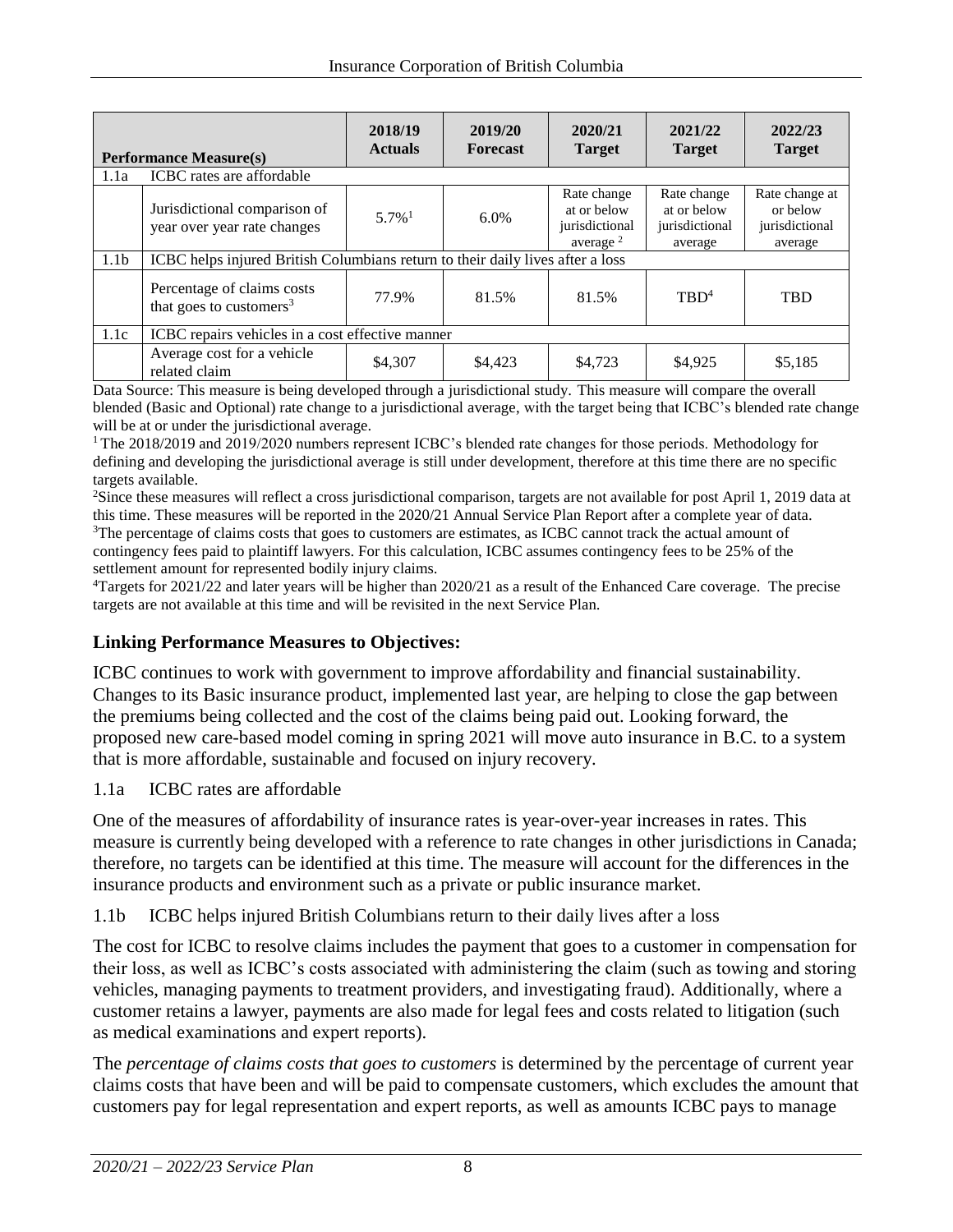| Performance Measure(s) | | 2018/19 Actuals | 2019/20 Forecast | 2020/21 Target | 2021/22 Target | 2022/23 Target |
|---|---|---|---|---|---|---|
| 1.1a | ICBC rates are affordable | | | | | |
| | Jurisdictional comparison of year over year rate changes | 5.7%[1] | 6.0% | Rate change at or below jurisdictional average [2] | Rate change at or below jurisdictional average | Rate change at or below jurisdictional average |
| 1.1b | ICBC helps injured British Columbians return to their daily lives after a loss | | | | | |
| | Percentage of claims costs that goes to customers[3] | 77.9% | 81.5% | 81.5% | TBD[4] | TBD |
| 1.1c | ICBC repairs vehicles in a cost effective manner | | | | | |
| | Average cost for a vehicle related claim | $4,307 | $4,423 | $4,723 | $4,925 | $5,185 |

Data Source: This measure is being developed through a jurisdictional study. This measure will compare the overall blended (Basic and Optional) rate change to a jurisdictional average, with the target being that ICBC's blended rate change will be at or under the jurisdictional average.

[1] The 2018/2019 and 2019/2020 numbers represent ICBC's blended rate changes for those periods. Methodology for defining and developing the jurisdictional average is still under development, therefore at this time there are no specific targets available.

[2] Since these measures will reflect a cross jurisdictional comparison, targets are not available for post April 1, 2019 data at this time. These measures will be reported in the 2020/21 Annual Service Plan Report after a complete year of data.

[3] The percentage of claims costs that goes to customers are estimates, as ICBC cannot track the actual amount of contingency fees paid to plaintiff lawyers. For this calculation, ICBC assumes contingency fees to be 25% of the settlement amount for represented bodily injury claims.

[4] Targets for 2021/22 and later years will be higher than 2020/21 as a result of the Enhanced Care coverage. The precise targets are not available at this time and will be revisited in the next Service Plan.

## Linking Performance Measures to Objectives:

ICBC continues to work with government to improve affordability and financial sustainability. Changes to its Basic insurance product, implemented last year, are helping to close the gap between the premiums being collected and the cost of the claims being paid out. Looking forward, the proposed new care-based model coming in spring 2021 will move auto insurance in B.C. to a system that is more affordable, sustainable and focused on injury recovery.

1.1a ICBC rates are affordable

One of the measures of affordability of insurance rates is year-over-year increases in rates. This measure is currently being developed with a reference to rate changes in other jurisdictions in Canada; therefore, no targets can be identified at this time. The measure will account for the differences in the insurance products and environment such as a private or public insurance market.

1.1b ICBC helps injured British Columbians return to their daily lives after a loss

The cost for ICBC to resolve claims includes the payment that goes to a customer in compensation for their loss, as well as ICBC's costs associated with administering the claim (such as towing and storing vehicles, managing payments to treatment providers, and investigating fraud). Additionally, where a customer retains a lawyer, payments are also made for legal fees and costs related to litigation (such as medical examinations and expert reports).

The *percentage of claims costs that goes to customers* is determined by the percentage of current year claims costs that have been and will be paid to compensate customers, which excludes the amount that customers pay for legal representation and expert reports, as well as amounts ICBC pays to manage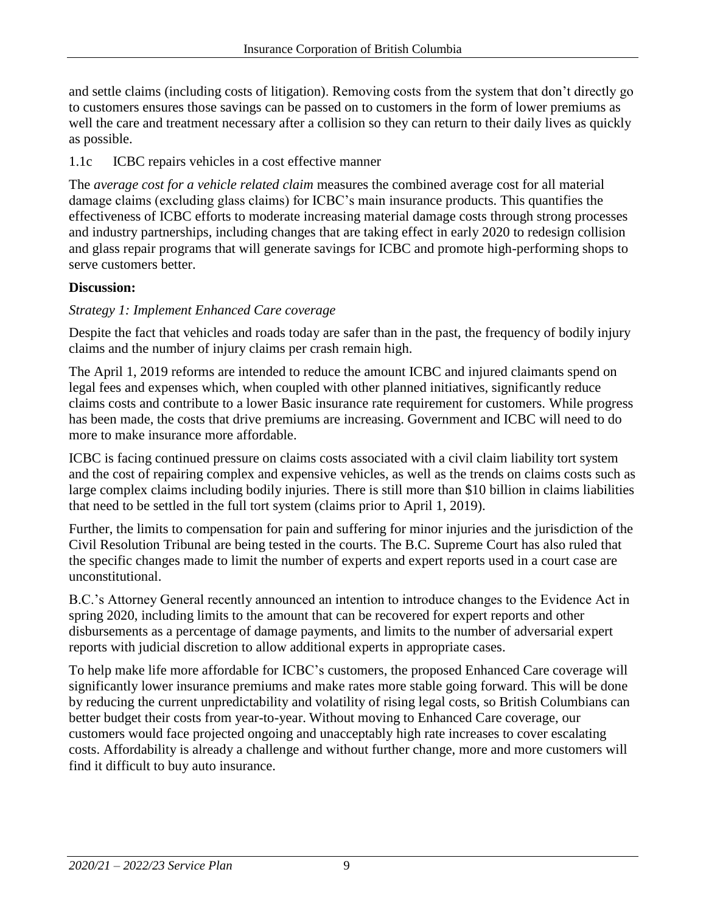and settle claims (including costs of litigation). Removing costs from the system that don't directly go to customers ensures those savings can be passed on to customers in the form of lower premiums as well the care and treatment necessary after a collision so they can return to their daily lives as quickly as possible.

1.1c ICBC repairs vehicles in a cost effective manner

The *average cost for a vehicle related claim* measures the combined average cost for all material damage claims (excluding glass claims) for ICBC's main insurance products. This quantifies the effectiveness of ICBC efforts to moderate increasing material damage costs through strong processes and industry partnerships, including changes that are taking effect in early 2020 to redesign collision and glass repair programs that will generate savings for ICBC and promote high-performing shops to serve customers better.

**Discussion:**

*Strategy 1: Implement Enhanced Care coverage*

Despite the fact that vehicles and roads today are safer than in the past, the frequency of bodily injury claims and the number of injury claims per crash remain high.

The April 1, 2019 reforms are intended to reduce the amount ICBC and injured claimants spend on legal fees and expenses which, when coupled with other planned initiatives, significantly reduce claims costs and contribute to a lower Basic insurance rate requirement for customers. While progress has been made, the costs that drive premiums are increasing. Government and ICBC will need to do more to make insurance more affordable.

ICBC is facing continued pressure on claims costs associated with a civil claim liability tort system and the cost of repairing complex and expensive vehicles, as well as the trends on claims costs such as large complex claims including bodily injuries. There is still more than $10 billion in claims liabilities that need to be settled in the full tort system (claims prior to April 1, 2019).

Further, the limits to compensation for pain and suffering for minor injuries and the jurisdiction of the Civil Resolution Tribunal are being tested in the courts. The B.C. Supreme Court has also ruled that the specific changes made to limit the number of experts and expert reports used in a court case are unconstitutional.

B.C.'s Attorney General recently announced an intention to introduce changes to the Evidence Act in spring 2020, including limits to the amount that can be recovered for expert reports and other disbursements as a percentage of damage payments, and limits to the number of adversarial expert reports with judicial discretion to allow additional experts in appropriate cases.

To help make life more affordable for ICBC's customers, the proposed Enhanced Care coverage will significantly lower insurance premiums and make rates more stable going forward. This will be done by reducing the current unpredictability and volatility of rising legal costs, so British Columbians can better budget their costs from year-to-year. Without moving to Enhanced Care coverage, our customers would face projected ongoing and unacceptably high rate increases to cover escalating costs. Affordability is already a challenge and without further change, more and more customers will find it difficult to buy auto insurance.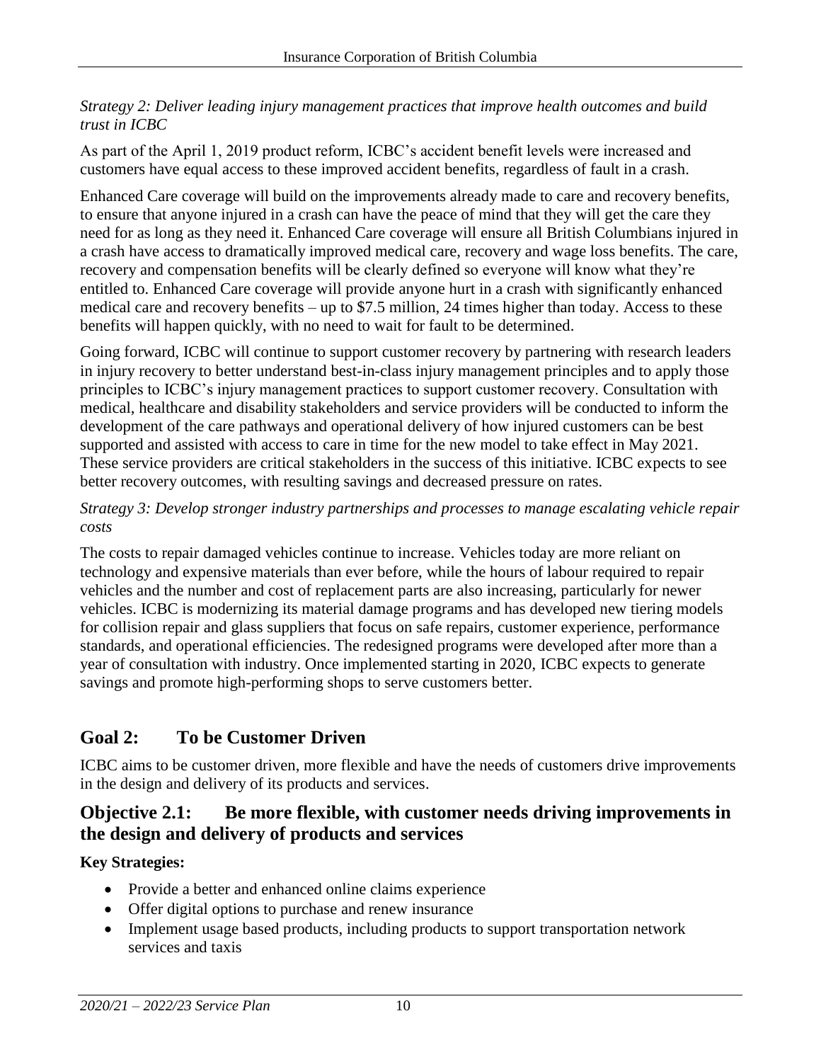*Strategy 2: Deliver leading injury management practices that improve health outcomes and build trust in ICBC*

As part of the April 1, 2019 product reform, ICBC's accident benefit levels were increased and customers have equal access to these improved accident benefits, regardless of fault in a crash.

Enhanced Care coverage will build on the improvements already made to care and recovery benefits, to ensure that anyone injured in a crash can have the peace of mind that they will get the care they need for as long as they need it. Enhanced Care coverage will ensure all British Columbians injured in a crash have access to dramatically improved medical care, recovery and wage loss benefits. The care, recovery and compensation benefits will be clearly defined so everyone will know what they're entitled to. Enhanced Care coverage will provide anyone hurt in a crash with significantly enhanced medical care and recovery benefits – up to $7.5 million, 24 times higher than today. Access to these benefits will happen quickly, with no need to wait for fault to be determined.

Going forward, ICBC will continue to support customer recovery by partnering with research leaders in injury recovery to better understand best-in-class injury management principles and to apply those principles to ICBC's injury management practices to support customer recovery. Consultation with medical, healthcare and disability stakeholders and service providers will be conducted to inform the development of the care pathways and operational delivery of how injured customers can be best supported and assisted with access to care in time for the new model to take effect in May 2021. These service providers are critical stakeholders in the success of this initiative. ICBC expects to see better recovery outcomes, with resulting savings and decreased pressure on rates.

*Strategy 3: Develop stronger industry partnerships and processes to manage escalating vehicle repair costs*

The costs to repair damaged vehicles continue to increase. Vehicles today are more reliant on technology and expensive materials than ever before, while the hours of labour required to repair vehicles and the number and cost of replacement parts are also increasing, particularly for newer vehicles. ICBC is modernizing its material damage programs and has developed new tiering models for collision repair and glass suppliers that focus on safe repairs, customer experience, performance standards, and operational efficiencies. The redesigned programs were developed after more than a year of consultation with industry. Once implemented starting in 2020, ICBC expects to generate savings and promote high-performing shops to serve customers better.

## Goal 2: To be Customer Driven

ICBC aims to be customer driven, more flexible and have the needs of customers drive improvements in the design and delivery of its products and services.

### Objective 2.1: Be more flexible, with customer needs driving improvements in the design and delivery of products and services

**Key Strategies:**

- Provide a better and enhanced online claims experience
- Offer digital options to purchase and renew insurance
- Implement usage based products, including products to support transportation network services and taxis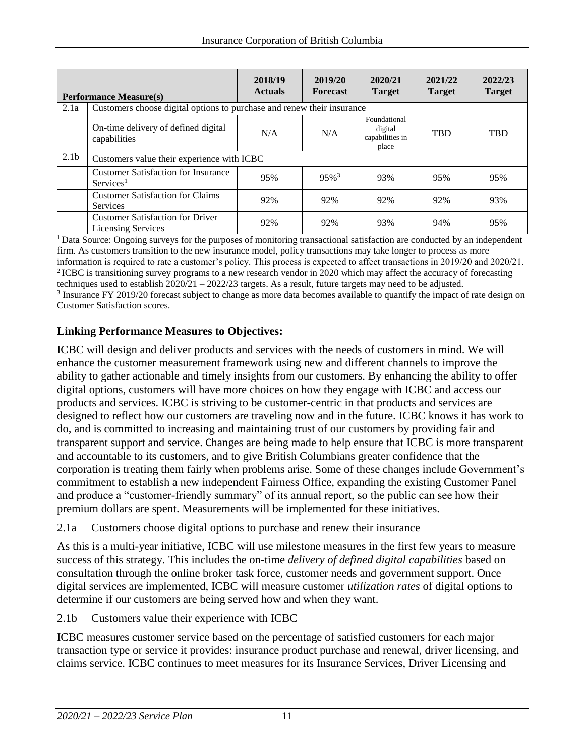| Performance Measure(s) | | 2018/19 Actuals | 2019/20 Forecast | 2020/21 Target | 2021/22 Target | 2022/23 Target |
|---|---|---|---|---|---|---|
| 2.1a | Customers choose digital options to purchase and renew their insurance | | | | | |
| | On-time delivery of defined digital capabilities | N/A | N/A | Foundational digital capabilities in place | TBD | TBD |
| 2.1b | Customers value their experience with ICBC | | | | | |
| | Customer Satisfaction for Insurance Services[1] | 95% | 95%[3] | 93% | 95% | 95% |
| | Customer Satisfaction for Claims Services | 92% | 92% | 92% | 92% | 93% |
| | Customer Satisfaction for Driver Licensing Services | 92% | 92% | 93% | 94% | 95% |

[1] Data Source: Ongoing surveys for the purposes of monitoring transactional satisfaction are conducted by an independent firm. As customers transition to the new insurance model, policy transactions may take longer to process as more information is required to rate a customer's policy. This process is expected to affect transactions in 2019/20 and 2020/21.
[2] ICBC is transitioning survey programs to a new research vendor in 2020 which may affect the accuracy of forecasting techniques used to establish 2020/21 – 2022/23 targets. As a result, future targets may need to be adjusted.
[3] Insurance FY 2019/20 forecast subject to change as more data becomes available to quantify the impact of rate design on Customer Satisfaction scores.

## Linking Performance Measures to Objectives:

ICBC will design and deliver products and services with the needs of customers in mind. We will enhance the customer measurement framework using new and different channels to improve the ability to gather actionable and timely insights from our customers. By enhancing the ability to offer digital options, customers will have more choices on how they engage with ICBC and access our products and services. ICBC is striving to be customer-centric in that products and services are designed to reflect how our customers are traveling now and in the future. ICBC knows it has work to do, and is committed to increasing and maintaining trust of our customers by providing fair and transparent support and service. Changes are being made to help ensure that ICBC is more transparent and accountable to its customers, and to give British Columbians greater confidence that the corporation is treating them fairly when problems arise. Some of these changes include Government's commitment to establish a new independent Fairness Office, expanding the existing Customer Panel and produce a "customer-friendly summary" of its annual report, so the public can see how their premium dollars are spent. Measurements will be implemented for these initiatives.

2.1a Customers choose digital options to purchase and renew their insurance

As this is a multi-year initiative, ICBC will use milestone measures in the first few years to measure success of this strategy. This includes the on-time *delivery of defined digital capabilities* based on consultation through the online broker task force, customer needs and government support. Once digital services are implemented, ICBC will measure customer *utilization rates* of digital options to determine if our customers are being served how and when they want.

2.1b Customers value their experience with ICBC

ICBC measures customer service based on the percentage of satisfied customers for each major transaction type or service it provides: insurance product purchase and renewal, driver licensing, and claims service. ICBC continues to meet measures for its Insurance Services, Driver Licensing and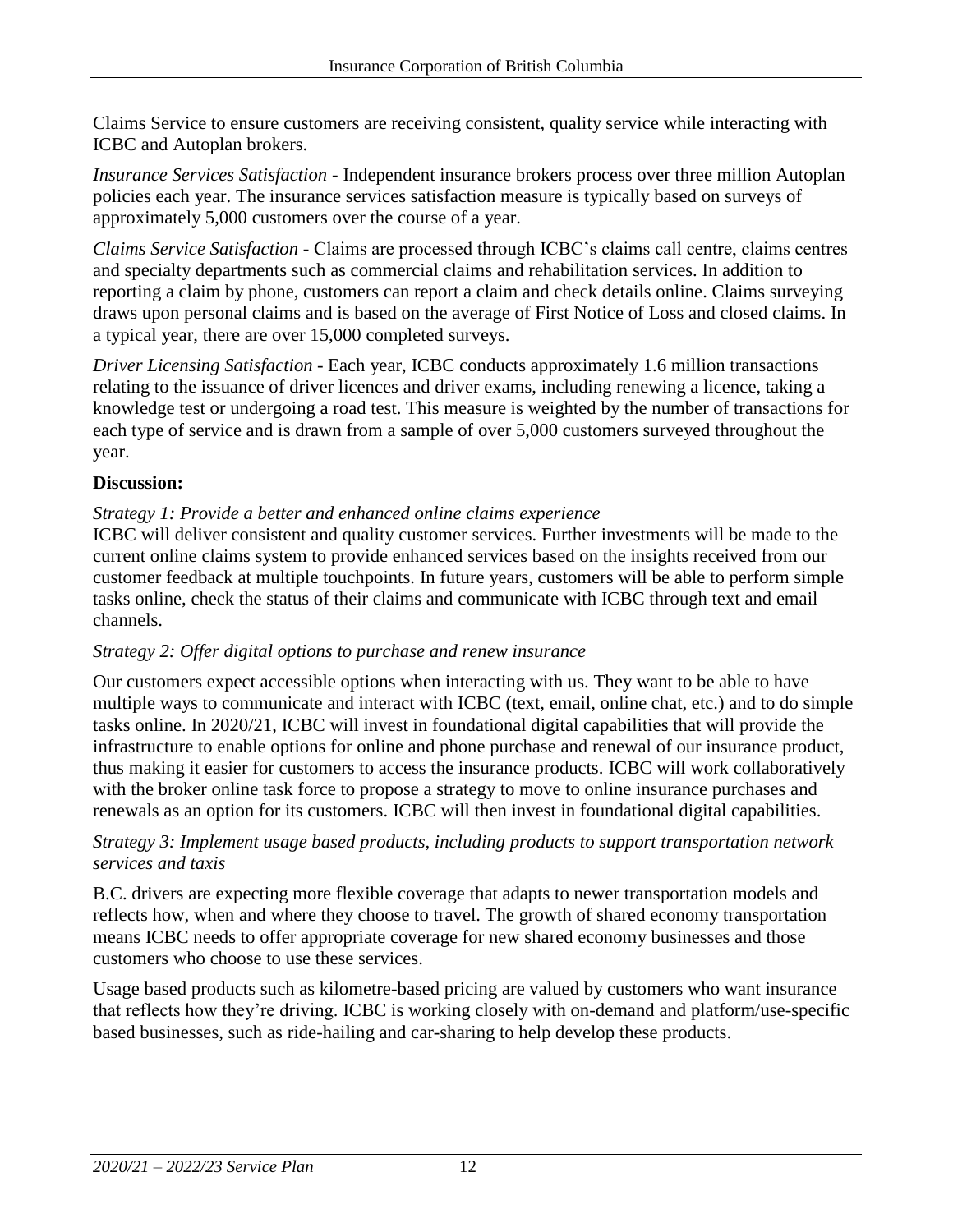Claims Service to ensure customers are receiving consistent, quality service while interacting with ICBC and Autoplan brokers.

*Insurance Services Satisfaction* - Independent insurance brokers process over three million Autoplan policies each year. The insurance services satisfaction measure is typically based on surveys of approximately 5,000 customers over the course of a year.

*Claims Service Satisfaction* - Claims are processed through ICBC's claims call centre, claims centres and specialty departments such as commercial claims and rehabilitation services. In addition to reporting a claim by phone, customers can report a claim and check details online. Claims surveying draws upon personal claims and is based on the average of First Notice of Loss and closed claims. In a typical year, there are over 15,000 completed surveys.

*Driver Licensing Satisfaction* - Each year, ICBC conducts approximately 1.6 million transactions relating to the issuance of driver licences and driver exams, including renewing a licence, taking a knowledge test or undergoing a road test. This measure is weighted by the number of transactions for each type of service and is drawn from a sample of over 5,000 customers surveyed throughout the year.

**Discussion:**

*Strategy 1: Provide a better and enhanced online claims experience*

ICBC will deliver consistent and quality customer services. Further investments will be made to the current online claims system to provide enhanced services based on the insights received from our customer feedback at multiple touchpoints. In future years, customers will be able to perform simple tasks online, check the status of their claims and communicate with ICBC through text and email channels.

*Strategy 2: Offer digital options to purchase and renew insurance*

Our customers expect accessible options when interacting with us. They want to be able to have multiple ways to communicate and interact with ICBC (text, email, online chat, etc.) and to do simple tasks online. In 2020/21, ICBC will invest in foundational digital capabilities that will provide the infrastructure to enable options for online and phone purchase and renewal of our insurance product, thus making it easier for customers to access the insurance products. ICBC will work collaboratively with the broker online task force to propose a strategy to move to online insurance purchases and renewals as an option for its customers. ICBC will then invest in foundational digital capabilities.

*Strategy 3: Implement usage based products, including products to support transportation network services and taxis*

B.C. drivers are expecting more flexible coverage that adapts to newer transportation models and reflects how, when and where they choose to travel. The growth of shared economy transportation means ICBC needs to offer appropriate coverage for new shared economy businesses and those customers who choose to use these services.

Usage based products such as kilometre-based pricing are valued by customers who want insurance that reflects how they're driving. ICBC is working closely with on-demand and platform/use-specific based businesses, such as ride-hailing and car-sharing to help develop these products.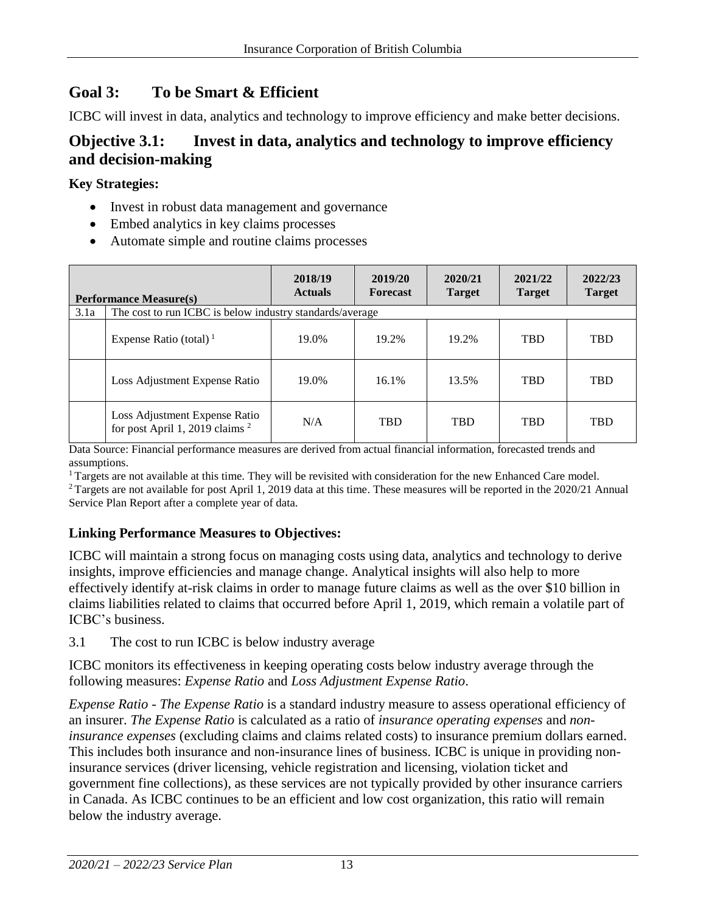## Goal 3: To be Smart & Efficient

ICBC will invest in data, analytics and technology to improve efficiency and make better decisions.

### Objective 3.1: Invest in data, analytics and technology to improve efficiency and decision-making

**Key Strategies:**

- Invest in robust data management and governance
- Embed analytics in key claims processes
- Automate simple and routine claims processes

| Performance Measure(s) | | 2018/19 Actuals | 2019/20 Forecast | 2020/21 Target | 2021/22 Target | 2022/23 Target |
|---|---|---|---|---|---|---|
| 3.1a | The cost to run ICBC is below industry standards/average | | | | | |
| | Expense Ratio (total) [1] | 19.0% | 19.2% | 19.2% | TBD | TBD |
| | Loss Adjustment Expense Ratio | 19.0% | 16.1% | 13.5% | TBD | TBD |
| | Loss Adjustment Expense Ratio for post April 1, 2019 claims [2] | N/A | TBD | TBD | TBD | TBD |

Data Source: Financial performance measures are derived from actual financial information, forecasted trends and assumptions.

[1] Targets are not available at this time. They will be revisited with consideration for the new Enhanced Care model.

[2] Targets are not available for post April 1, 2019 data at this time. These measures will be reported in the 2020/21 Annual Service Plan Report after a complete year of data.

### Linking Performance Measures to Objectives:

ICBC will maintain a strong focus on managing costs using data, analytics and technology to derive insights, improve efficiencies and manage change. Analytical insights will also help to more effectively identify at-risk claims in order to manage future claims as well as the over $10 billion in claims liabilities related to claims that occurred before April 1, 2019, which remain a volatile part of ICBC's business.

3.1 The cost to run ICBC is below industry average

ICBC monitors its effectiveness in keeping operating costs below industry average through the following measures: *Expense Ratio* and *Loss Adjustment Expense Ratio*.

*Expense Ratio - The Expense Ratio* is a standard industry measure to assess operational efficiency of an insurer. *The Expense Ratio* is calculated as a ratio of *insurance operating expenses* and *non-insurance expenses* (excluding claims and claims related costs) to insurance premium dollars earned. This includes both insurance and non-insurance lines of business. ICBC is unique in providing non-insurance services (driver licensing, vehicle registration and licensing, violation ticket and government fine collections), as these services are not typically provided by other insurance carriers in Canada. As ICBC continues to be an efficient and low cost organization, this ratio will remain below the industry average.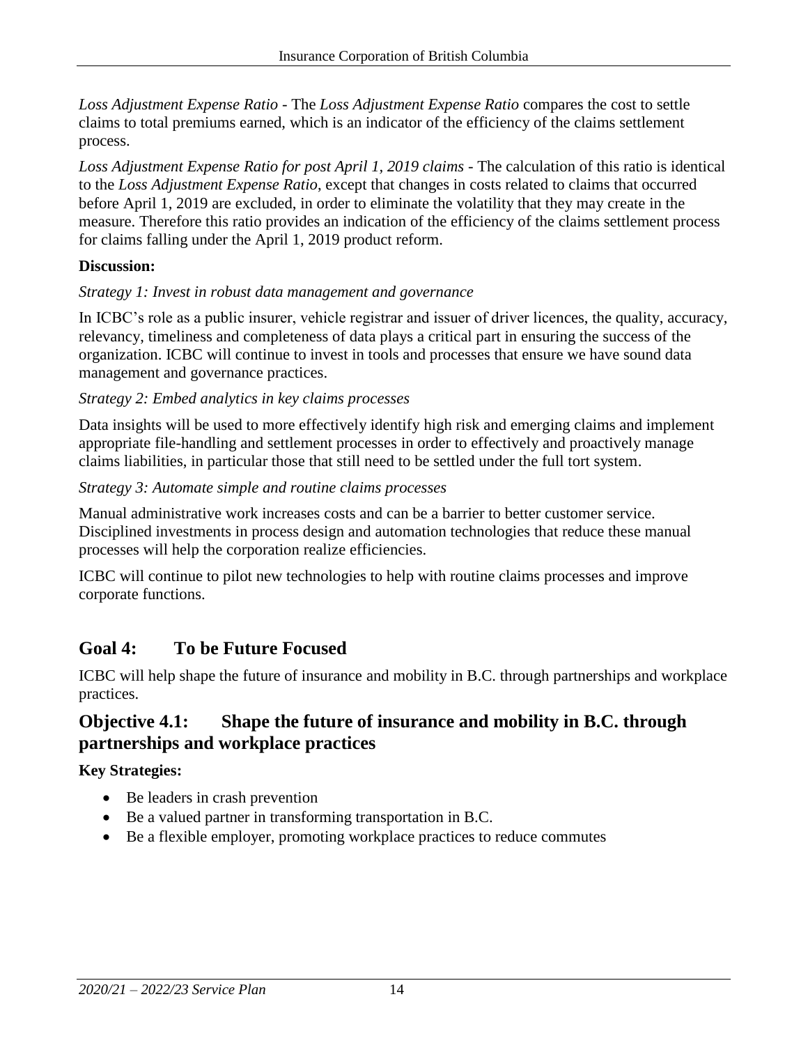*Loss Adjustment Expense Ratio* - The *Loss Adjustment Expense Ratio* compares the cost to settle claims to total premiums earned, which is an indicator of the efficiency of the claims settlement process.

*Loss Adjustment Expense Ratio for post April 1, 2019 claims* - The calculation of this ratio is identical to the *Loss Adjustment Expense Ratio*, except that changes in costs related to claims that occurred before April 1, 2019 are excluded, in order to eliminate the volatility that they may create in the measure. Therefore this ratio provides an indication of the efficiency of the claims settlement process for claims falling under the April 1, 2019 product reform.

**Discussion:**

*Strategy 1: Invest in robust data management and governance*

In ICBC's role as a public insurer, vehicle registrar and issuer of driver licences, the quality, accuracy, relevancy, timeliness and completeness of data plays a critical part in ensuring the success of the organization. ICBC will continue to invest in tools and processes that ensure we have sound data management and governance practices.

*Strategy 2: Embed analytics in key claims processes*

Data insights will be used to more effectively identify high risk and emerging claims and implement appropriate file-handling and settlement processes in order to effectively and proactively manage claims liabilities, in particular those that still need to be settled under the full tort system.

*Strategy 3: Automate simple and routine claims processes*

Manual administrative work increases costs and can be a barrier to better customer service. Disciplined investments in process design and automation technologies that reduce these manual processes will help the corporation realize efficiencies.

ICBC will continue to pilot new technologies to help with routine claims processes and improve corporate functions.

## Goal 4: To be Future Focused

ICBC will help shape the future of insurance and mobility in B.C. through partnerships and workplace practices.

### Objective 4.1: Shape the future of insurance and mobility in B.C. through partnerships and workplace practices

**Key Strategies:**

- Be leaders in crash prevention
- Be a valued partner in transforming transportation in B.C.
- Be a flexible employer, promoting workplace practices to reduce commutes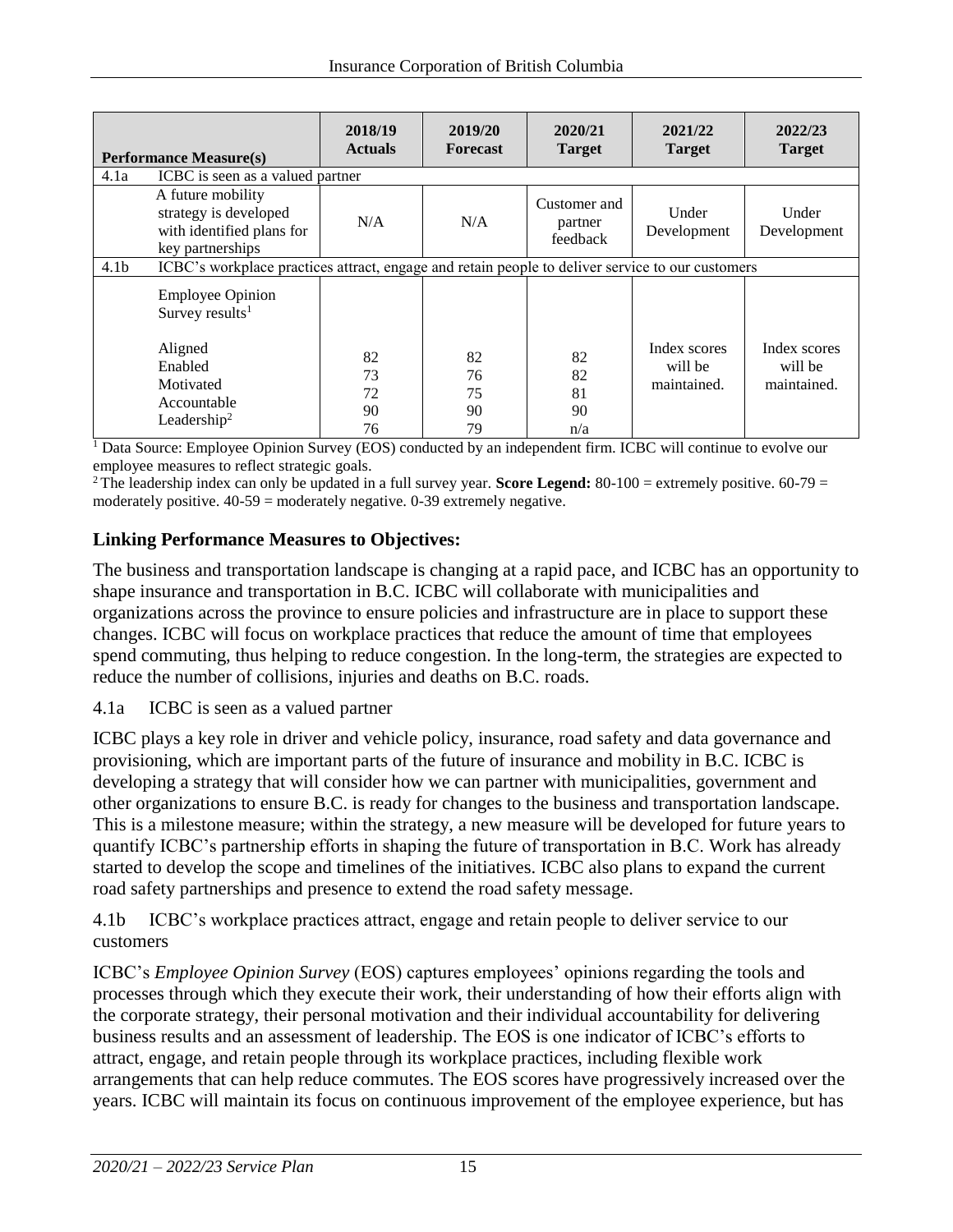| Performance Measure(s) | | 2018/19 Actuals | 2019/20 Forecast | 2020/21 Target | 2021/22 Target | 2022/23 Target |
|---|---|---|---|---|---|---|
| 4.1a | ICBC is seen as a valued partner | | | | | |
| | A future mobility strategy is developed with identified plans for key partnerships | N/A | N/A | Customer and partner feedback | Under Development | Under Development |
| 4.1b | ICBC's workplace practices attract, engage and retain people to deliver service to our customers | | | | | |
| | Employee Opinion Survey results[1] | | | | | |
| | Aligned | 82 | 82 | 82 | Index scores will be maintained. | Index scores will be maintained. |
| | Enabled | 73 | 76 | 82 | | |
| | Motivated | 72 | 75 | 81 | | |
| | Accountable | 90 | 90 | 90 | | |
| | Leadership[2] | 76 | 79 | n/a | | |

[1] Data Source: Employee Opinion Survey (EOS) conducted by an independent firm. ICBC will continue to evolve our employee measures to reflect strategic goals.

[2] The leadership index can only be updated in a full survey year. **Score Legend:** 80-100 = extremely positive. 60-79 = moderately positive. 40-59 = moderately negative. 0-39 extremely negative.

## Linking Performance Measures to Objectives:

The business and transportation landscape is changing at a rapid pace, and ICBC has an opportunity to shape insurance and transportation in B.C. ICBC will collaborate with municipalities and organizations across the province to ensure policies and infrastructure are in place to support these changes. ICBC will focus on workplace practices that reduce the amount of time that employees spend commuting, thus helping to reduce congestion. In the long-term, the strategies are expected to reduce the number of collisions, injuries and deaths on B.C. roads.

4.1a ICBC is seen as a valued partner

ICBC plays a key role in driver and vehicle policy, insurance, road safety and data governance and provisioning, which are important parts of the future of insurance and mobility in B.C. ICBC is developing a strategy that will consider how we can partner with municipalities, government and other organizations to ensure B.C. is ready for changes to the business and transportation landscape. This is a milestone measure; within the strategy, a new measure will be developed for future years to quantify ICBC's partnership efforts in shaping the future of transportation in B.C. Work has already started to develop the scope and timelines of the initiatives. ICBC also plans to expand the current road safety partnerships and presence to extend the road safety message.

4.1b ICBC's workplace practices attract, engage and retain people to deliver service to our customers

ICBC's *Employee Opinion Survey* (EOS) captures employees' opinions regarding the tools and processes through which they execute their work, their understanding of how their efforts align with the corporate strategy, their personal motivation and their individual accountability for delivering business results and an assessment of leadership. The EOS is one indicator of ICBC's efforts to attract, engage, and retain people through its workplace practices, including flexible work arrangements that can help reduce commutes. The EOS scores have progressively increased over the years. ICBC will maintain its focus on continuous improvement of the employee experience, but has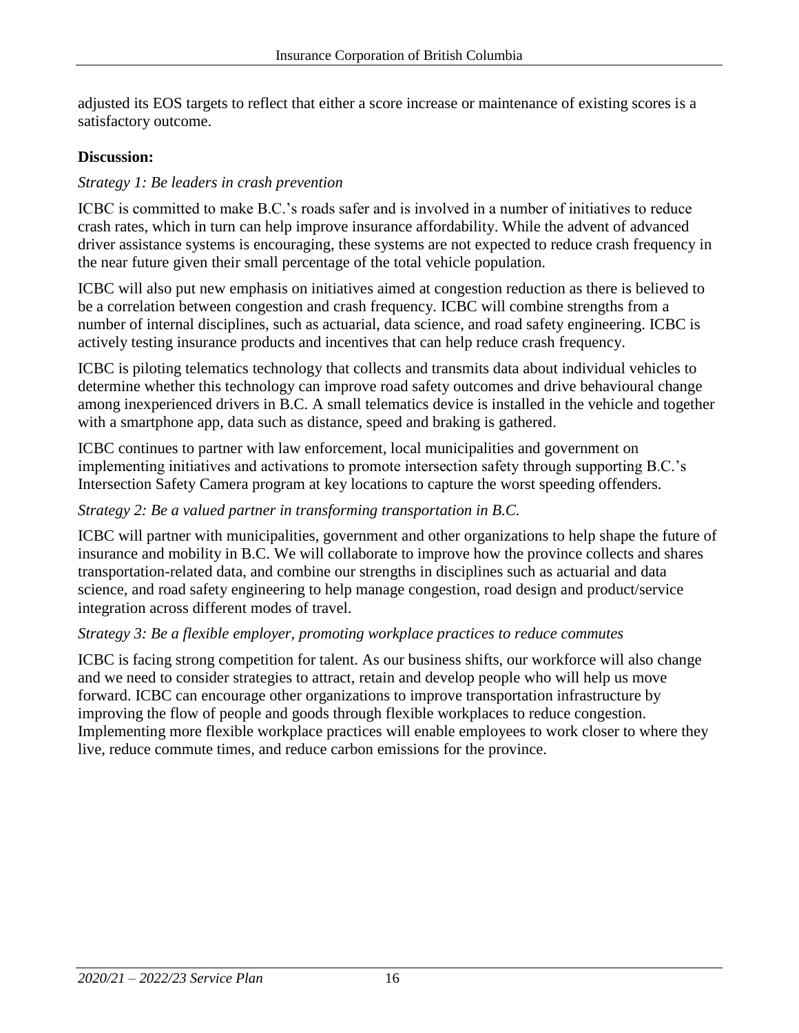adjusted its EOS targets to reflect that either a score increase or maintenance of existing scores is a satisfactory outcome.

**Discussion:**

*Strategy 1: Be leaders in crash prevention*

ICBC is committed to make B.C.'s roads safer and is involved in a number of initiatives to reduce crash rates, which in turn can help improve insurance affordability. While the advent of advanced driver assistance systems is encouraging, these systems are not expected to reduce crash frequency in the near future given their small percentage of the total vehicle population.

ICBC will also put new emphasis on initiatives aimed at congestion reduction as there is believed to be a correlation between congestion and crash frequency. ICBC will combine strengths from a number of internal disciplines, such as actuarial, data science, and road safety engineering. ICBC is actively testing insurance products and incentives that can help reduce crash frequency.

ICBC is piloting telematics technology that collects and transmits data about individual vehicles to determine whether this technology can improve road safety outcomes and drive behavioural change among inexperienced drivers in B.C. A small telematics device is installed in the vehicle and together with a smartphone app, data such as distance, speed and braking is gathered.

ICBC continues to partner with law enforcement, local municipalities and government on implementing initiatives and activations to promote intersection safety through supporting B.C.'s Intersection Safety Camera program at key locations to capture the worst speeding offenders.

*Strategy 2: Be a valued partner in transforming transportation in B.C.*

ICBC will partner with municipalities, government and other organizations to help shape the future of insurance and mobility in B.C. We will collaborate to improve how the province collects and shares transportation-related data, and combine our strengths in disciplines such as actuarial and data science, and road safety engineering to help manage congestion, road design and product/service integration across different modes of travel.

*Strategy 3: Be a flexible employer, promoting workplace practices to reduce commutes*

ICBC is facing strong competition for talent. As our business shifts, our workforce will also change and we need to consider strategies to attract, retain and develop people who will help us move forward. ICBC can encourage other organizations to improve transportation infrastructure by improving the flow of people and goods through flexible workplaces to reduce congestion. Implementing more flexible workplace practices will enable employees to work closer to where they live, reduce commute times, and reduce carbon emissions for the province.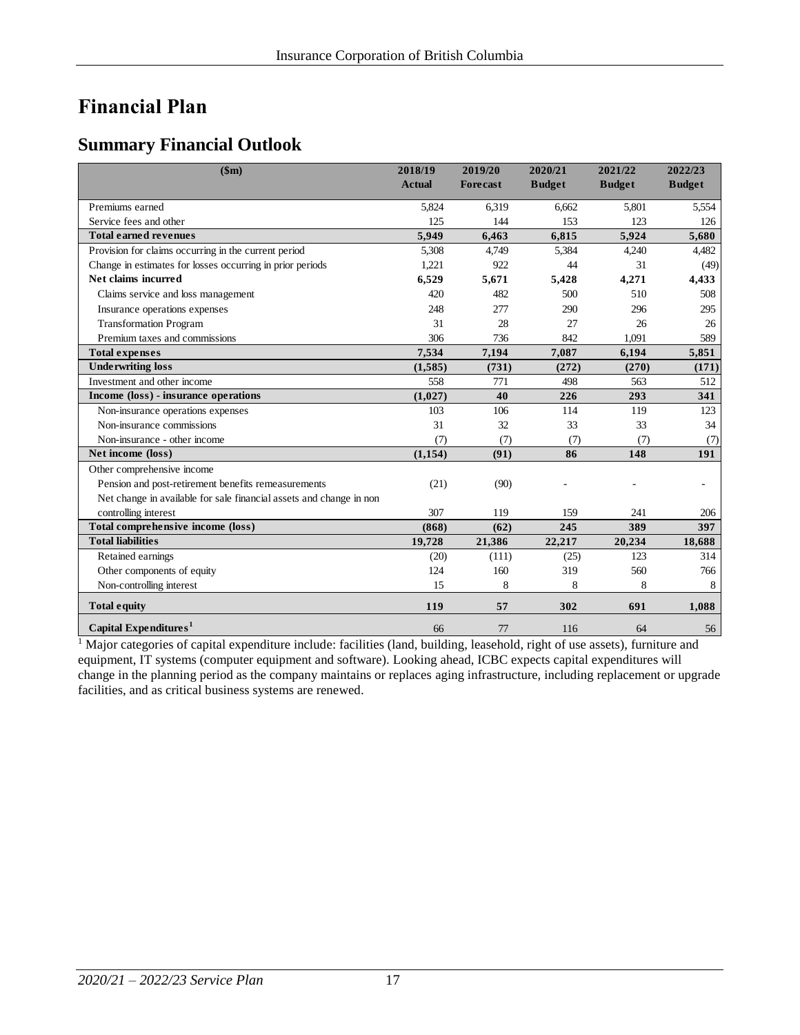# Financial Plan

## Summary Financial Outlook

| ($m) | 2018/19 Actual | 2019/20 Forecast | 2020/21 Budget | 2021/22 Budget | 2022/23 Budget |
|---|---|---|---|---|---|
| Premiums earned | 5,824 | 6,319 | 6,662 | 5,801 | 5,554 |
| Service fees and other | 125 | 144 | 153 | 123 | 126 |
| **Total earned revenues** | **5,949** | **6,463** | **6,815** | **5,924** | **5,680** |
| Provision for claims occurring in the current period | 5,308 | 4,749 | 5,384 | 4,240 | 4,482 |
| Change in estimates for losses occurring in prior periods | 1,221 | 922 | 44 | 31 | (49) |
| **Net claims incurred** | **6,529** | **5,671** | **5,428** | **4,271** | **4,433** |
| Claims service and loss management | 420 | 482 | 500 | 510 | 508 |
| Insurance operations expenses | 248 | 277 | 290 | 296 | 295 |
| Transformation Program | 31 | 28 | 27 | 26 | 26 |
| Premium taxes and commissions | 306 | 736 | 842 | 1,091 | 589 |
| **Total expenses** | **7,534** | **7,194** | **7,087** | **6,194** | **5,851** |
| **Underwriting loss** | **(1,585)** | **(731)** | **(272)** | **(270)** | **(171)** |
| Investment and other income | 558 | 771 | 498 | 563 | 512 |
| **Income (loss) - insurance operations** | **(1,027)** | **40** | **226** | **293** | **341** |
| Non-insurance operations expenses | 103 | 106 | 114 | 119 | 123 |
| Non-insurance commissions | 31 | 32 | 33 | 33 | 34 |
| Non-insurance - other income | (7) | (7) | (7) | (7) | (7) |
| **Net income (loss)** | **(1,154)** | **(91)** | **86** | **148** | **191** |
| Other comprehensive income | | | | | |
| Pension and post-retirement benefits remeasurements | (21) | (90) | - | - | - |
| Net change in available for sale financial assets and change in non controlling interest | 307 | 119 | 159 | 241 | 206 |
| **Total comprehensive income (loss)** | **(868)** | **(62)** | **245** | **389** | **397** |
| **Total liabilities** | **19,728** | **21,386** | **22,217** | **20,234** | **18,688** |
| Retained earnings | (20) | (111) | (25) | 123 | 314 |
| Other components of equity | 124 | 160 | 319 | 560 | 766 |
| Non-controlling interest | 15 | 8 | 8 | 8 | 8 |
| **Total equity** | **119** | **57** | **302** | **691** | **1,088** |
| **Capital Expenditures[1]** | 66 | 77 | 116 | 64 | 56 |

[1] Major categories of capital expenditure include: facilities (land, building, leasehold, right of use assets), furniture and equipment, IT systems (computer equipment and software). Looking ahead, ICBC expects capital expenditures will change in the planning period as the company maintains or replaces aging infrastructure, including replacement or upgrade facilities, and as critical business systems are renewed.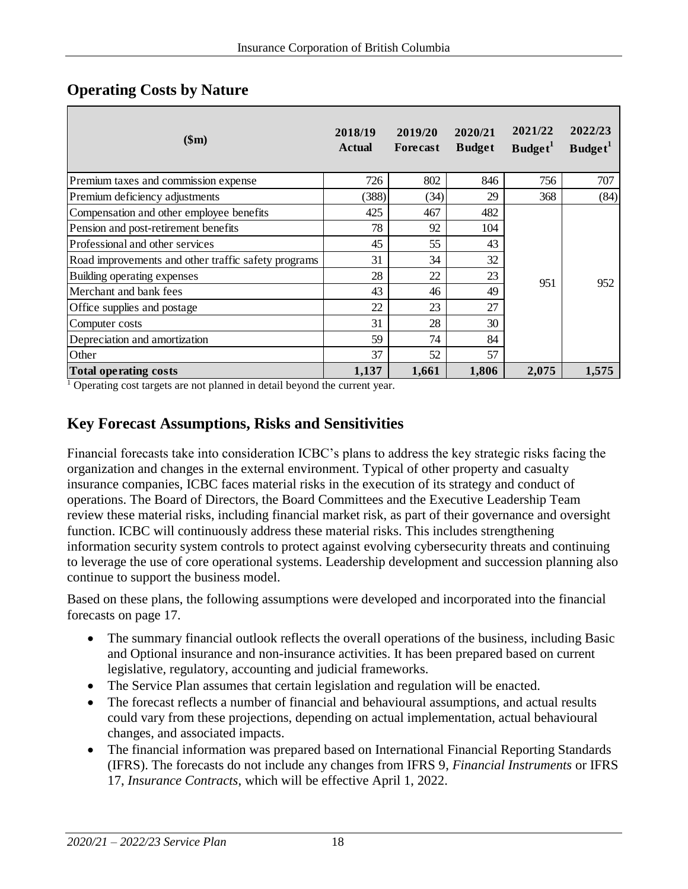## Operating Costs by Nature

| ($m) | 2018/19 Actual | 2019/20 Forecast | 2020/21 Budget | 2021/22 Budget[1] | 2022/23 Budget[1] |
|---|---|---|---|---|---|
| Premium taxes and commission expense | 726 | 802 | 846 | 756 | 707 |
| Premium deficiency adjustments | (388) | (34) | 29 | 368 | (84) |
| Compensation and other employee benefits | 425 | 467 | 482 | 951 | 952 |
| Pension and post-retirement benefits | 78 | 92 | 104 | | |
| Professional and other services | 45 | 55 | 43 | | |
| Road improvements and other traffic safety programs | 31 | 34 | 32 | | |
| Building operating expenses | 28 | 22 | 23 | | |
| Merchant and bank fees | 43 | 46 | 49 | | |
| Office supplies and postage | 22 | 23 | 27 | | |
| Computer costs | 31 | 28 | 30 | | |
| Depreciation and amortization | 59 | 74 | 84 | | |
| Other | 37 | 52 | 57 | | |
| **Total operating costs** | **1,137** | **1,661** | **1,806** | **2,075** | **1,575** |

[1] Operating cost targets are not planned in detail beyond the current year.

## Key Forecast Assumptions, Risks and Sensitivities

Financial forecasts take into consideration ICBC's plans to address the key strategic risks facing the organization and changes in the external environment. Typical of other property and casualty insurance companies, ICBC faces material risks in the execution of its strategy and conduct of operations. The Board of Directors, the Board Committees and the Executive Leadership Team review these material risks, including financial market risk, as part of their governance and oversight function. ICBC will continuously address these material risks. This includes strengthening information security system controls to protect against evolving cybersecurity threats and continuing to leverage the use of core operational systems. Leadership development and succession planning also continue to support the business model.

Based on these plans, the following assumptions were developed and incorporated into the financial forecasts on page 17.

- The summary financial outlook reflects the overall operations of the business, including Basic and Optional insurance and non-insurance activities. It has been prepared based on current legislative, regulatory, accounting and judicial frameworks.
- The Service Plan assumes that certain legislation and regulation will be enacted.
- The forecast reflects a number of financial and behavioural assumptions, and actual results could vary from these projections, depending on actual implementation, actual behavioural changes, and associated impacts.
- The financial information was prepared based on International Financial Reporting Standards (IFRS). The forecasts do not include any changes from IFRS 9, *Financial Instruments* or IFRS 17, *Insurance Contracts*, which will be effective April 1, 2022.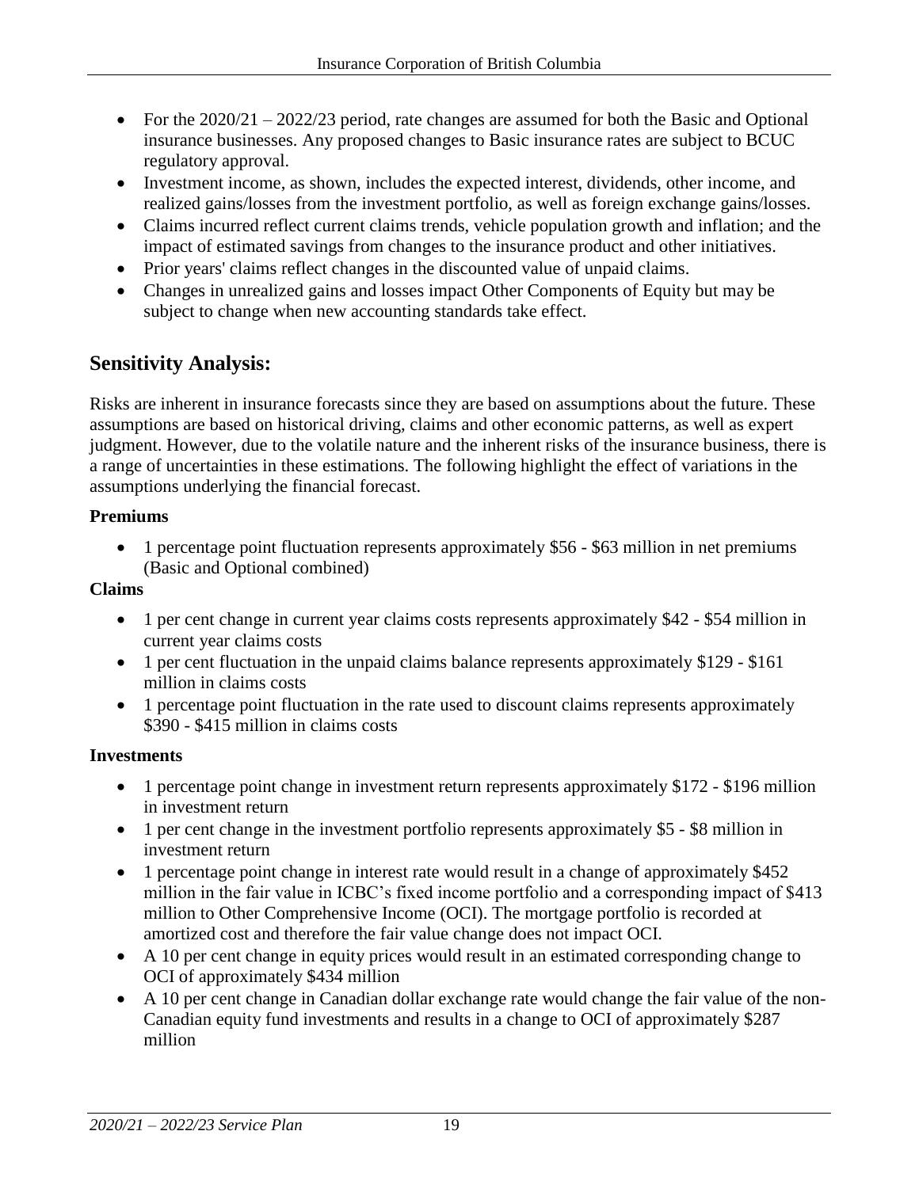- For the 2020/21 – 2022/23 period, rate changes are assumed for both the Basic and Optional insurance businesses. Any proposed changes to Basic insurance rates are subject to BCUC regulatory approval.
- Investment income, as shown, includes the expected interest, dividends, other income, and realized gains/losses from the investment portfolio, as well as foreign exchange gains/losses.
- Claims incurred reflect current claims trends, vehicle population growth and inflation; and the impact of estimated savings from changes to the insurance product and other initiatives.
- Prior years' claims reflect changes in the discounted value of unpaid claims.
- Changes in unrealized gains and losses impact Other Components of Equity but may be subject to change when new accounting standards take effect.

## Sensitivity Analysis:

Risks are inherent in insurance forecasts since they are based on assumptions about the future. These assumptions are based on historical driving, claims and other economic patterns, as well as expert judgment. However, due to the volatile nature and the inherent risks of the insurance business, there is a range of uncertainties in these estimations. The following highlight the effect of variations in the assumptions underlying the financial forecast.

**Premiums**

- 1 percentage point fluctuation represents approximately $56 - $63 million in net premiums (Basic and Optional combined)

**Claims**

- 1 per cent change in current year claims costs represents approximately $42 - $54 million in current year claims costs
- 1 per cent fluctuation in the unpaid claims balance represents approximately $129 - $161 million in claims costs
- 1 percentage point fluctuation in the rate used to discount claims represents approximately $390 - $415 million in claims costs

**Investments**

- 1 percentage point change in investment return represents approximately $172 - $196 million in investment return
- 1 per cent change in the investment portfolio represents approximately $5 - $8 million in investment return
- 1 percentage point change in interest rate would result in a change of approximately $452 million in the fair value in ICBC's fixed income portfolio and a corresponding impact of $413 million to Other Comprehensive Income (OCI). The mortgage portfolio is recorded at amortized cost and therefore the fair value change does not impact OCI.
- A 10 per cent change in equity prices would result in an estimated corresponding change to OCI of approximately $434 million
- A 10 per cent change in Canadian dollar exchange rate would change the fair value of the non-Canadian equity fund investments and results in a change to OCI of approximately $287 million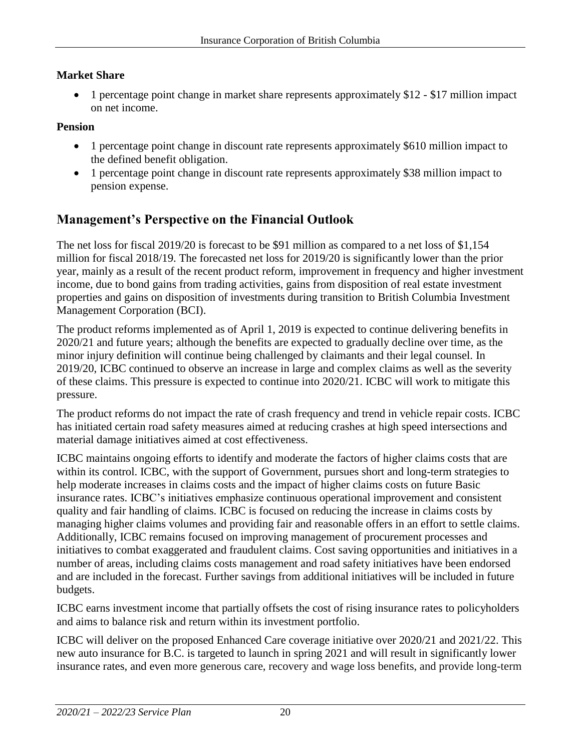**Market Share**

- 1 percentage point change in market share represents approximately $12 - $17 million impact on net income.

**Pension**

- 1 percentage point change in discount rate represents approximately $610 million impact to the defined benefit obligation.
- 1 percentage point change in discount rate represents approximately $38 million impact to pension expense.

## Management's Perspective on the Financial Outlook

The net loss for fiscal 2019/20 is forecast to be $91 million as compared to a net loss of $1,154 million for fiscal 2018/19. The forecasted net loss for 2019/20 is significantly lower than the prior year, mainly as a result of the recent product reform, improvement in frequency and higher investment income, due to bond gains from trading activities, gains from disposition of real estate investment properties and gains on disposition of investments during transition to British Columbia Investment Management Corporation (BCI).

The product reforms implemented as of April 1, 2019 is expected to continue delivering benefits in 2020/21 and future years; although the benefits are expected to gradually decline over time, as the minor injury definition will continue being challenged by claimants and their legal counsel. In 2019/20, ICBC continued to observe an increase in large and complex claims as well as the severity of these claims. This pressure is expected to continue into 2020/21. ICBC will work to mitigate this pressure.

The product reforms do not impact the rate of crash frequency and trend in vehicle repair costs. ICBC has initiated certain road safety measures aimed at reducing crashes at high speed intersections and material damage initiatives aimed at cost effectiveness.

ICBC maintains ongoing efforts to identify and moderate the factors of higher claims costs that are within its control. ICBC, with the support of Government, pursues short and long-term strategies to help moderate increases in claims costs and the impact of higher claims costs on future Basic insurance rates. ICBC's initiatives emphasize continuous operational improvement and consistent quality and fair handling of claims. ICBC is focused on reducing the increase in claims costs by managing higher claims volumes and providing fair and reasonable offers in an effort to settle claims. Additionally, ICBC remains focused on improving management of procurement processes and initiatives to combat exaggerated and fraudulent claims. Cost saving opportunities and initiatives in a number of areas, including claims costs management and road safety initiatives have been endorsed and are included in the forecast. Further savings from additional initiatives will be included in future budgets.

ICBC earns investment income that partially offsets the cost of rising insurance rates to policyholders and aims to balance risk and return within its investment portfolio.

ICBC will deliver on the proposed Enhanced Care coverage initiative over 2020/21 and 2021/22. This new auto insurance for B.C. is targeted to launch in spring 2021 and will result in significantly lower insurance rates, and even more generous care, recovery and wage loss benefits, and provide long-term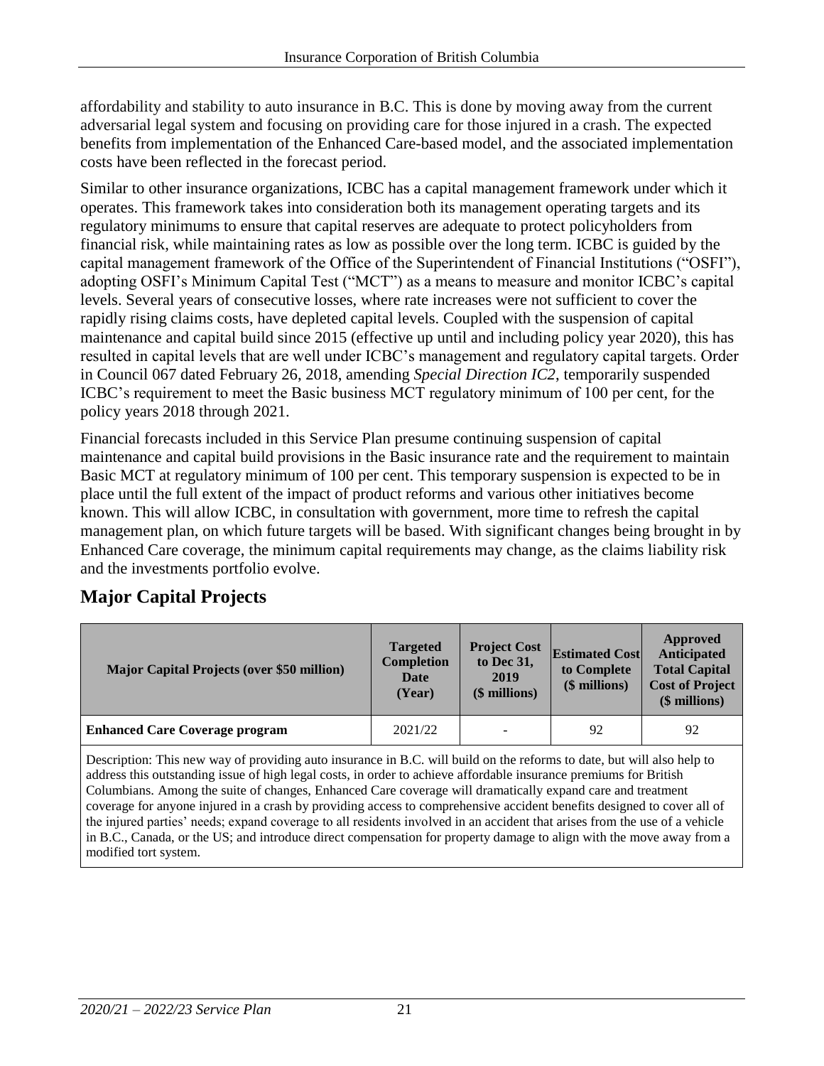affordability and stability to auto insurance in B.C. This is done by moving away from the current adversarial legal system and focusing on providing care for those injured in a crash. The expected benefits from implementation of the Enhanced Care-based model, and the associated implementation costs have been reflected in the forecast period.

Similar to other insurance organizations, ICBC has a capital management framework under which it operates. This framework takes into consideration both its management operating targets and its regulatory minimums to ensure that capital reserves are adequate to protect policyholders from financial risk, while maintaining rates as low as possible over the long term. ICBC is guided by the capital management framework of the Office of the Superintendent of Financial Institutions ("OSFI"), adopting OSFI's Minimum Capital Test ("MCT") as a means to measure and monitor ICBC's capital levels. Several years of consecutive losses, where rate increases were not sufficient to cover the rapidly rising claims costs, have depleted capital levels. Coupled with the suspension of capital maintenance and capital build since 2015 (effective up until and including policy year 2020), this has resulted in capital levels that are well under ICBC's management and regulatory capital targets. Order in Council 067 dated February 26, 2018, amending *Special Direction IC2*, temporarily suspended ICBC's requirement to meet the Basic business MCT regulatory minimum of 100 per cent, for the policy years 2018 through 2021.

Financial forecasts included in this Service Plan presume continuing suspension of capital maintenance and capital build provisions in the Basic insurance rate and the requirement to maintain Basic MCT at regulatory minimum of 100 per cent. This temporary suspension is expected to be in place until the full extent of the impact of product reforms and various other initiatives become known. This will allow ICBC, in consultation with government, more time to refresh the capital management plan, on which future targets will be based. With significant changes being brought in by Enhanced Care coverage, the minimum capital requirements may change, as the claims liability risk and the investments portfolio evolve.

## Major Capital Projects

| Major Capital Projects (over $50 million) | Targeted Completion Date (Year) | Project Cost to Dec 31, 2019 ($ millions) | Estimated Cost to Complete ($ millions) | Approved Anticipated Total Capital Cost of Project ($ millions) |
|---|---|---|---|---|
| **Enhanced Care Coverage program** | 2021/22 | - | 92 | 92 |
| Description: This new way of providing auto insurance in B.C. will build on the reforms to date, but will also help to address this outstanding issue of high legal costs, in order to achieve affordable insurance premiums for British Columbians. Among the suite of changes, Enhanced Care coverage will dramatically expand care and treatment coverage for anyone injured in a crash by providing access to comprehensive accident benefits designed to cover all of the injured parties' needs; expand coverage to all residents involved in an accident that arises from the use of a vehicle in B.C., Canada, or the US; and introduce direct compensation for property damage to align with the move away from a modified tort system. | | | | |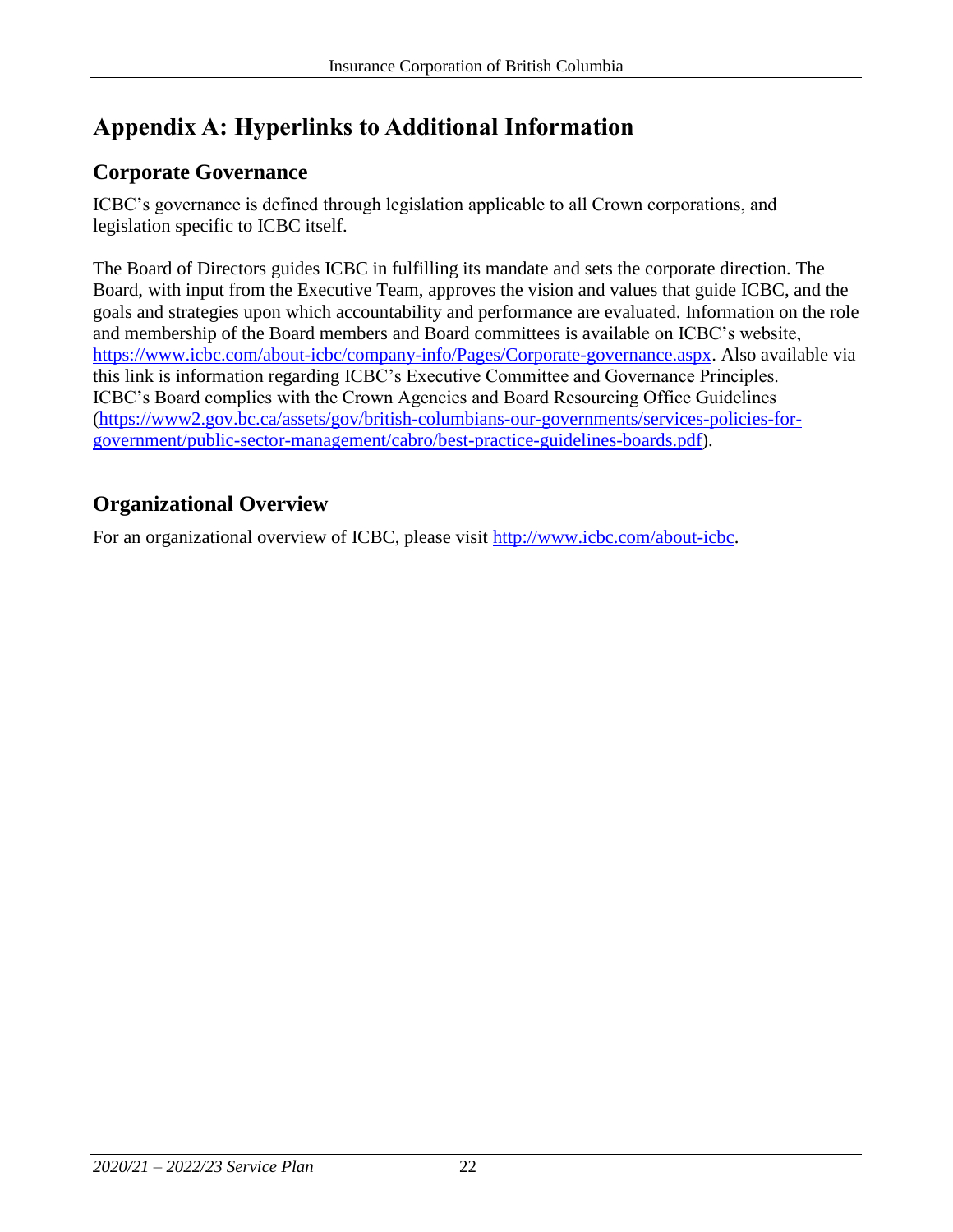# Appendix A: Hyperlinks to Additional Information

## Corporate Governance

ICBC's governance is defined through legislation applicable to all Crown corporations, and legislation specific to ICBC itself.

The Board of Directors guides ICBC in fulfilling its mandate and sets the corporate direction. The Board, with input from the Executive Team, approves the vision and values that guide ICBC, and the goals and strategies upon which accountability and performance are evaluated. Information on the role and membership of the Board members and Board committees is available on ICBC's website, [https://www.icbc.com/about-icbc/company-info/Pages/Corporate-governance.aspx](https://www.icbc.com/about-icbc/company-info/Pages/Corporate-governance.aspx). Also available via this link is information regarding ICBC's Executive Committee and Governance Principles. ICBC's Board complies with the Crown Agencies and Board Resourcing Office Guidelines ([https://www2.gov.bc.ca/assets/gov/british-columbians-our-governments/services-policies-for-government/public-sector-management/cabro/best-practice-guidelines-boards.pdf](https://www2.gov.bc.ca/assets/gov/british-columbians-our-governments/services-policies-for-government/public-sector-management/cabro/best-practice-guidelines-boards.pdf)).

## Organizational Overview

For an organizational overview of ICBC, please visit [http://www.icbc.com/about-icbc](http://www.icbc.com/about-icbc).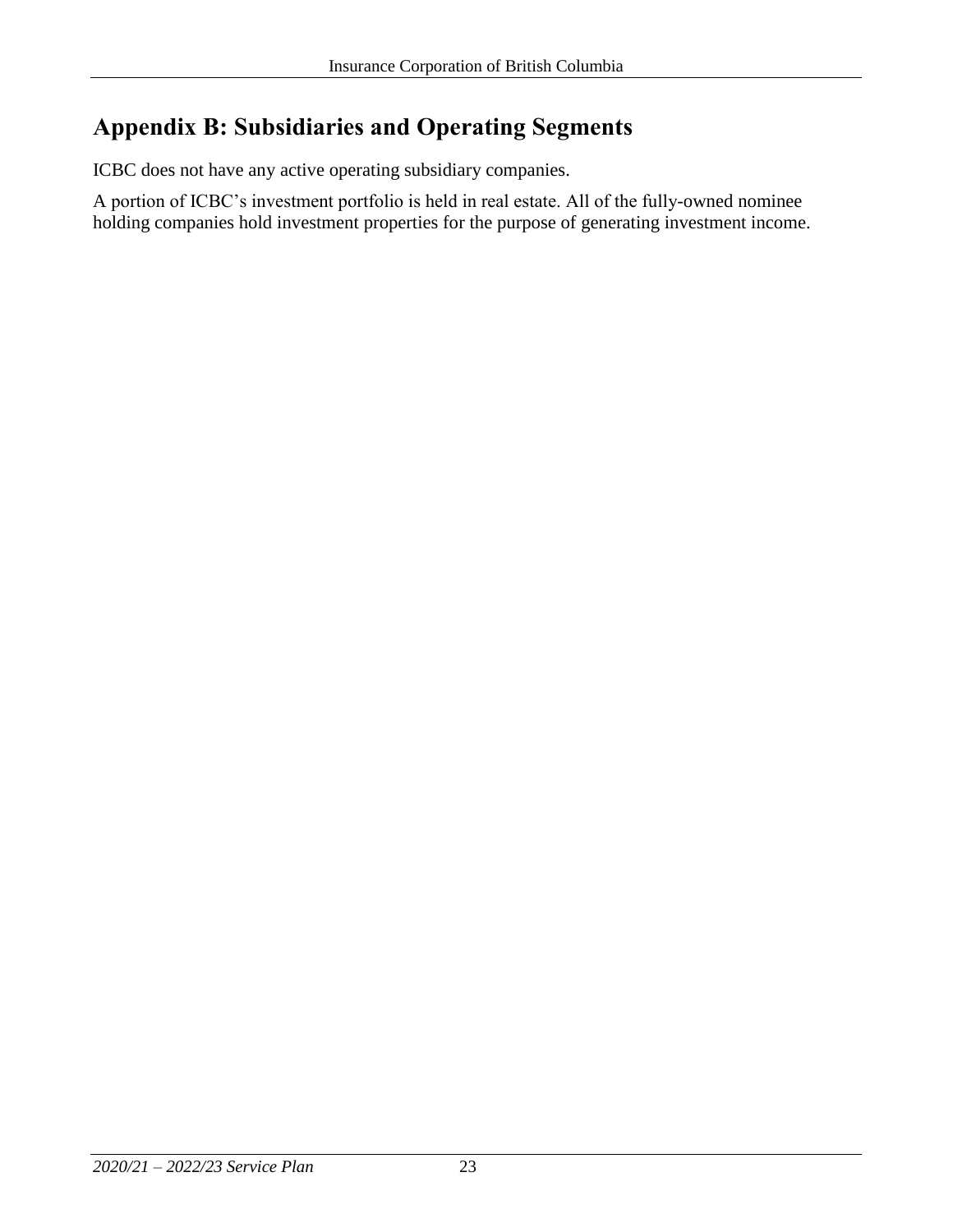# Appendix B: Subsidiaries and Operating Segments

ICBC does not have any active operating subsidiary companies.

A portion of ICBC's investment portfolio is held in real estate. All of the fully-owned nominee holding companies hold investment properties for the purpose of generating investment income.